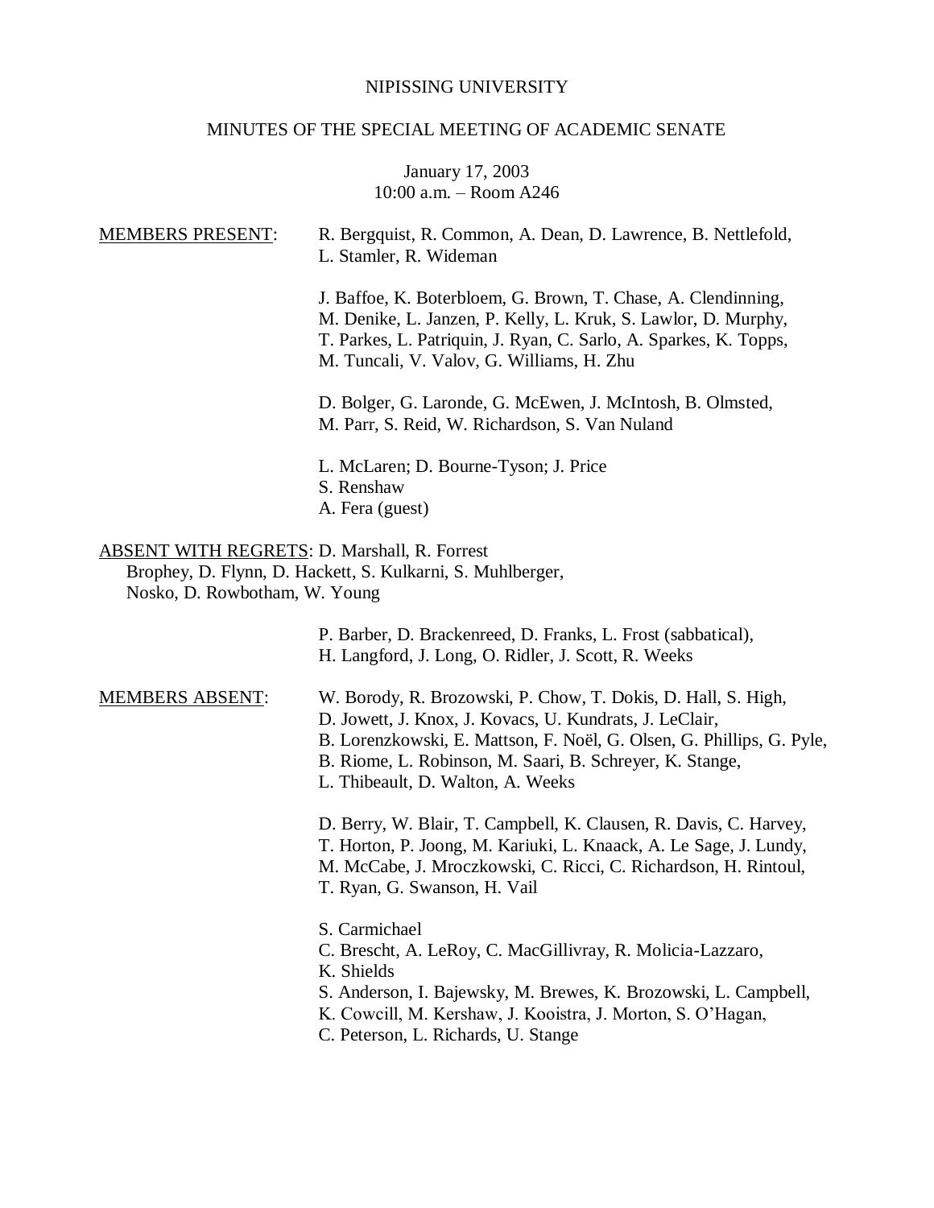NIPISSING UNIVERSITY

MINUTES OF THE SPECIAL MEETING OF ACADEMIC SENATE

January 17, 2003
10:00 a.m. – Room A246

MEMBERS PRESENT: R. Bergquist, R. Common, A. Dean, D. Lawrence, B. Nettlefold, L. Stamler, R. Wideman

J. Baffoe, K. Boterbloem, G. Brown, T. Chase, A. Clendinning, M. Denike, L. Janzen, P. Kelly, L. Kruk, S. Lawlor, D. Murphy, T. Parkes, L. Patriquin, J. Ryan, C. Sarlo, A. Sparkes, K. Topps, M. Tuncali, V. Valov, G. Williams, H. Zhu

D. Bolger, G. Laronde, G. McEwen, J. McIntosh, B. Olmsted, M. Parr, S. Reid, W. Richardson, S. Van Nuland

L. McLaren; D. Bourne-Tyson; J. Price
S. Renshaw
A. Fera (guest)

ABSENT WITH REGRETS: D. Marshall, R. Forrest
Brophey, D. Flynn, D. Hackett, S. Kulkarni, S. Muhlberger, Nosko, D. Rowbotham, W. Young

P. Barber, D. Brackenreed, D. Franks, L. Frost (sabbatical), H. Langford, J. Long, O. Ridler, J. Scott, R. Weeks

MEMBERS ABSENT: W. Borody, R. Brozowski, P. Chow, T. Dokis, D. Hall, S. High, D. Jowett, J. Knox, J. Kovacs, U. Kundrats, J. LeClair, B. Lorenzkowski, E. Mattson, F. Noël, G. Olsen, G. Phillips, G. Pyle, B. Riome, L. Robinson, M. Saari, B. Schreyer, K. Stange, L. Thibeault, D. Walton, A. Weeks

D. Berry, W. Blair, T. Campbell, K. Clausen, R. Davis, C. Harvey, T. Horton, P. Joong, M. Kariuki, L. Knaack, A. Le Sage, J. Lundy, M. McCabe, J. Mroczkowski, C. Ricci, C. Richardson, H. Rintoul, T. Ryan, G. Swanson, H. Vail

S. Carmichael
C. Brescht, A. LeRoy, C. MacGillivray, R. Molicia-Lazzaro, K. Shields
S. Anderson, I. Bajewsky, M. Brewes, K. Brozowski, L. Campbell, K. Cowcill, M. Kershaw, J. Kooistra, J. Morton, S. O'Hagan, C. Peterson, L. Richards, U. Stange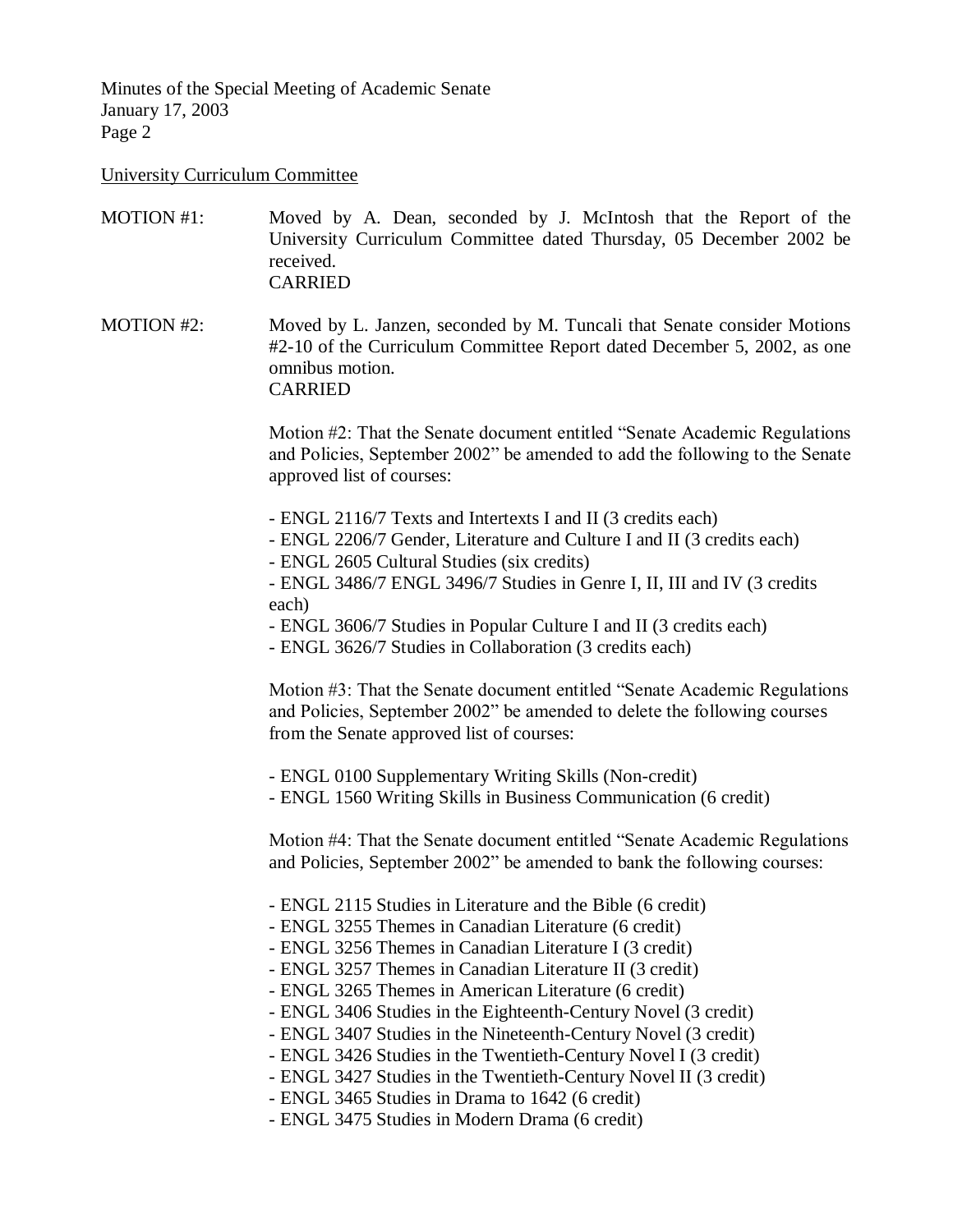University Curriculum Committee

MOTION #1: Moved by A. Dean, seconded by J. McIntosh that the Report of the University Curriculum Committee dated Thursday, 05 December 2002 be received.
CARRIED

MOTION #2: Moved by L. Janzen, seconded by M. Tuncali that Senate consider Motions #2-10 of the Curriculum Committee Report dated December 5, 2002, as one omnibus motion.
CARRIED

Motion #2: That the Senate document entitled "Senate Academic Regulations and Policies, September 2002" be amended to add the following to the Senate approved list of courses:

- ENGL 2116/7 Texts and Intertexts I and II (3 credits each)
- ENGL 2206/7 Gender, Literature and Culture I and II (3 credits each)
- ENGL 2605 Cultural Studies (six credits)
- ENGL 3486/7 ENGL 3496/7 Studies in Genre I, II, III and IV (3 credits each)
- ENGL 3606/7 Studies in Popular Culture I and II (3 credits each)
- ENGL 3626/7 Studies in Collaboration (3 credits each)

Motion #3: That the Senate document entitled "Senate Academic Regulations and Policies, September 2002" be amended to delete the following courses from the Senate approved list of courses:

- ENGL 0100 Supplementary Writing Skills (Non-credit)
- ENGL 1560 Writing Skills in Business Communication (6 credit)

Motion #4: That the Senate document entitled "Senate Academic Regulations and Policies, September 2002" be amended to bank the following courses:

- ENGL 2115 Studies in Literature and the Bible (6 credit)
- ENGL 3255 Themes in Canadian Literature (6 credit)
- ENGL 3256 Themes in Canadian Literature I (3 credit)
- ENGL 3257 Themes in Canadian Literature II (3 credit)
- ENGL 3265 Themes in American Literature (6 credit)
- ENGL 3406 Studies in the Eighteenth-Century Novel (3 credit)
- ENGL 3407 Studies in the Nineteenth-Century Novel (3 credit)
- ENGL 3426 Studies in the Twentieth-Century Novel I (3 credit)
- ENGL 3427 Studies in the Twentieth-Century Novel II (3 credit)
- ENGL 3465 Studies in Drama to 1642 (6 credit)
- ENGL 3475 Studies in Modern Drama (6 credit)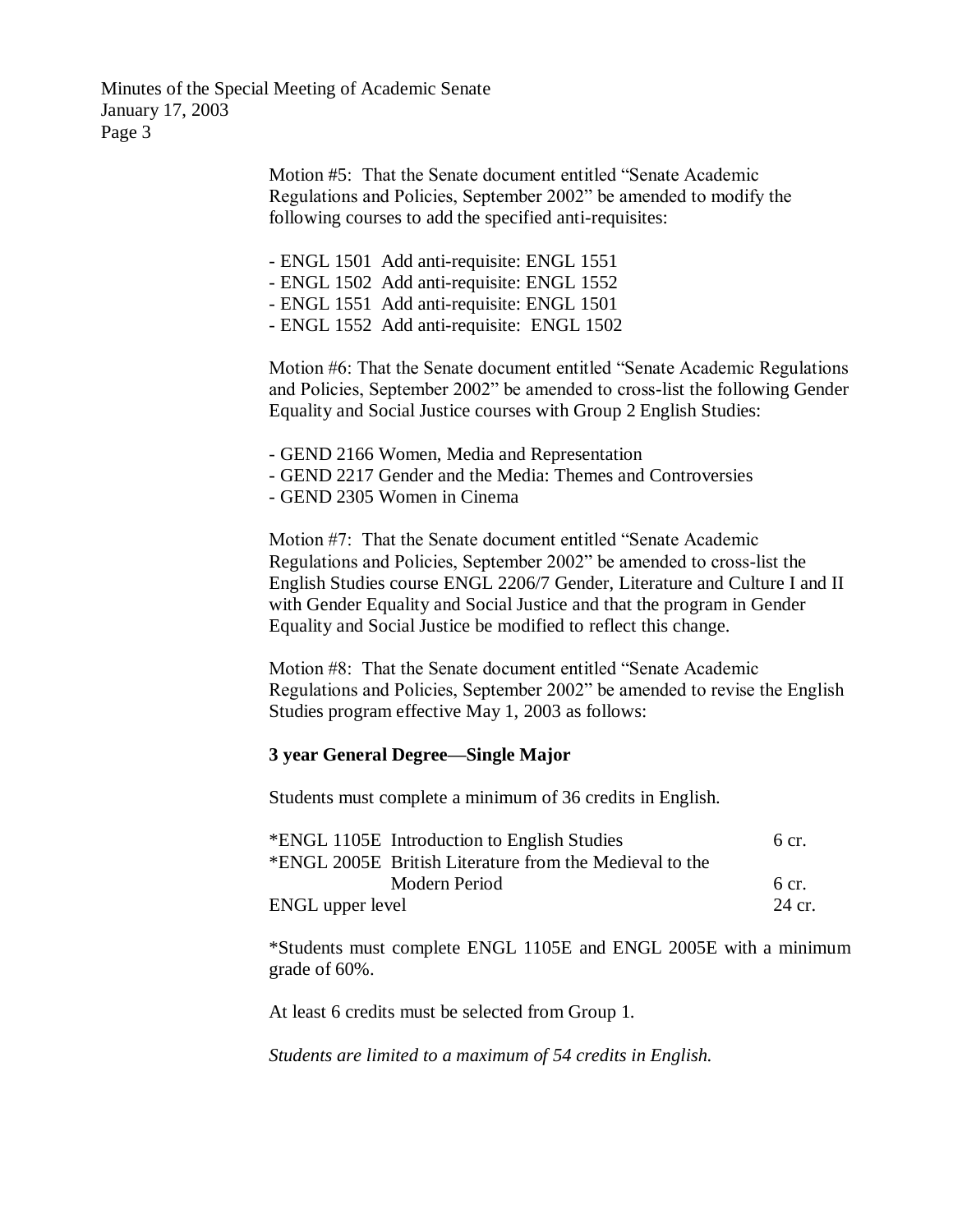Motion #5: That the Senate document entitled "Senate Academic Regulations and Policies, September 2002" be amended to modify the following courses to add the specified anti-requisites:

- ENGL 1501 Add anti-requisite: ENGL 1551
- ENGL 1502 Add anti-requisite: ENGL 1552
- ENGL 1551 Add anti-requisite: ENGL 1501
- ENGL 1552 Add anti-requisite: ENGL 1502

Motion #6: That the Senate document entitled "Senate Academic Regulations and Policies, September 2002" be amended to cross-list the following Gender Equality and Social Justice courses with Group 2 English Studies:

- GEND 2166 Women, Media and Representation
- GEND 2217 Gender and the Media: Themes and Controversies
- GEND 2305 Women in Cinema

Motion #7: That the Senate document entitled "Senate Academic Regulations and Policies, September 2002" be amended to cross-list the English Studies course ENGL 2206/7 Gender, Literature and Culture I and II with Gender Equality and Social Justice and that the program in Gender Equality and Social Justice be modified to reflect this change.

Motion #8: That the Senate document entitled "Senate Academic Regulations and Policies, September 2002" be amended to revise the English Studies program effective May 1, 2003 as follows:

**3 year General Degree—Single Major**

Students must complete a minimum of 36 credits in English.

| Course | Credits |
|---|---|
| *ENGL 1105E Introduction to English Studies | 6 cr. |
| *ENGL 2005E British Literature from the Medieval to the Modern Period | 6 cr. |
| ENGL upper level | 24 cr. |

*Students must complete ENGL 1105E and ENGL 2005E with a minimum grade of 60%.

At least 6 credits must be selected from Group 1.

*Students are limited to a maximum of 54 credits in English.*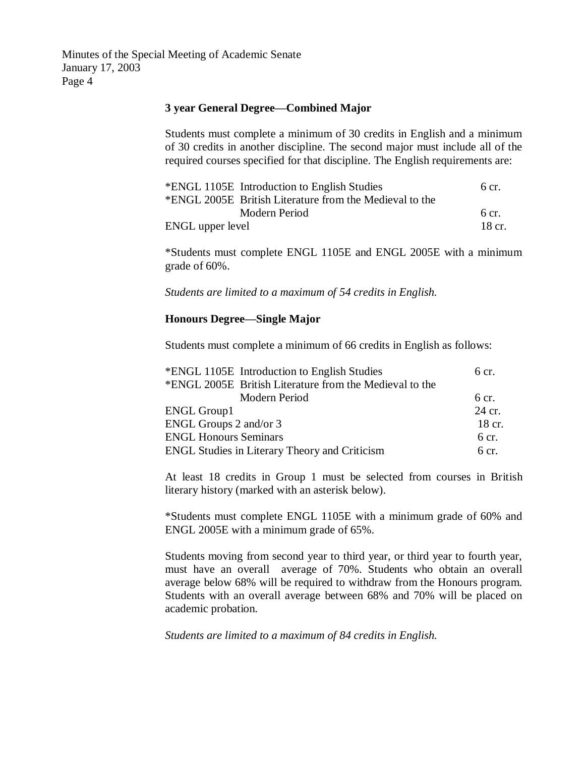**3 year General Degree—Combined Major**

Students must complete a minimum of 30 credits in English and a minimum of 30 credits in another discipline. The second major must include all of the required courses specified for that discipline. The English requirements are:

| | |
|---|---|
| *ENGL 1105E Introduction to English Studies | 6 cr. |
| *ENGL 2005E British Literature from the Medieval to the Modern Period | 6 cr. |
| ENGL upper level | 18 cr. |

*Students must complete ENGL 1105E and ENGL 2005E with a minimum grade of 60%.

*Students are limited to a maximum of 54 credits in English.*

**Honours Degree—Single Major**

Students must complete a minimum of 66 credits in English as follows:

| | |
|---|---|
| *ENGL 1105E Introduction to English Studies | 6 cr. |
| *ENGL 2005E British Literature from the Medieval to the Modern Period | 6 cr. |
| ENGL Group1 | 24 cr. |
| ENGL Groups 2 and/or 3 | 18 cr. |
| ENGL Honours Seminars | 6 cr. |
| ENGL Studies in Literary Theory and Criticism | 6 cr. |

At least 18 credits in Group 1 must be selected from courses in British literary history (marked with an asterisk below).

*Students must complete ENGL 1105E with a minimum grade of 60% and ENGL 2005E with a minimum grade of 65%.

Students moving from second year to third year, or third year to fourth year, must have an overall average of 70%. Students who obtain an overall average below 68% will be required to withdraw from the Honours program. Students with an overall average between 68% and 70% will be placed on academic probation.

*Students are limited to a maximum of 84 credits in English.*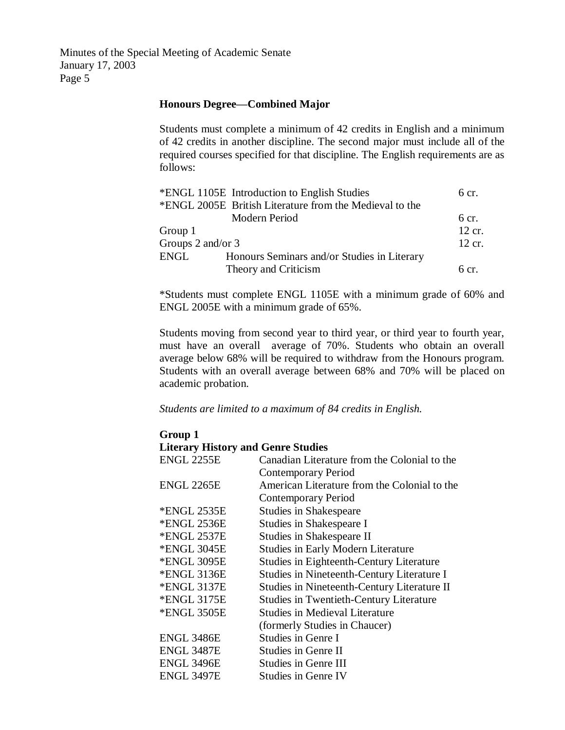**Honours Degree—Combined Major**

Students must complete a minimum of 42 credits in English and a minimum of 42 credits in another discipline. The second major must include all of the required courses specified for that discipline. The English requirements are as follows:

| | | |
|---|---|---|
| *ENGL 1105E | Introduction to English Studies | 6 cr. |
| *ENGL 2005E | British Literature from the Medieval to the Modern Period | 6 cr. |
| Group 1 | | 12 cr. |
| Groups 2 and/or 3 | | 12 cr. |
| ENGL | Honours Seminars and/or Studies in Literary Theory and Criticism | 6 cr. |

*Students must complete ENGL 1105E with a minimum grade of 60% and ENGL 2005E with a minimum grade of 65%.

Students moving from second year to third year, or third year to fourth year, must have an overall average of 70%. Students who obtain an overall average below 68% will be required to withdraw from the Honours program. Students with an overall average between 68% and 70% will be placed on academic probation.

*Students are limited to a maximum of 84 credits in English.*

**Group 1**
**Literary History and Genre Studies**

| | |
|---|---|
| ENGL 2255E | Canadian Literature from the Colonial to the Contemporary Period |
| ENGL 2265E | American Literature from the Colonial to the Contemporary Period |
| *ENGL 2535E | Studies in Shakespeare |
| *ENGL 2536E | Studies in Shakespeare I |
| *ENGL 2537E | Studies in Shakespeare II |
| *ENGL 3045E | Studies in Early Modern Literature |
| *ENGL 3095E | Studies in Eighteenth-Century Literature |
| *ENGL 3136E | Studies in Nineteenth-Century Literature I |
| *ENGL 3137E | Studies in Nineteenth-Century Literature II |
| *ENGL 3175E | Studies in Twentieth-Century Literature |
| *ENGL 3505E | Studies in Medieval Literature (formerly Studies in Chaucer) |
| ENGL 3486E | Studies in Genre I |
| ENGL 3487E | Studies in Genre II |
| ENGL 3496E | Studies in Genre III |
| ENGL 3497E | Studies in Genre IV |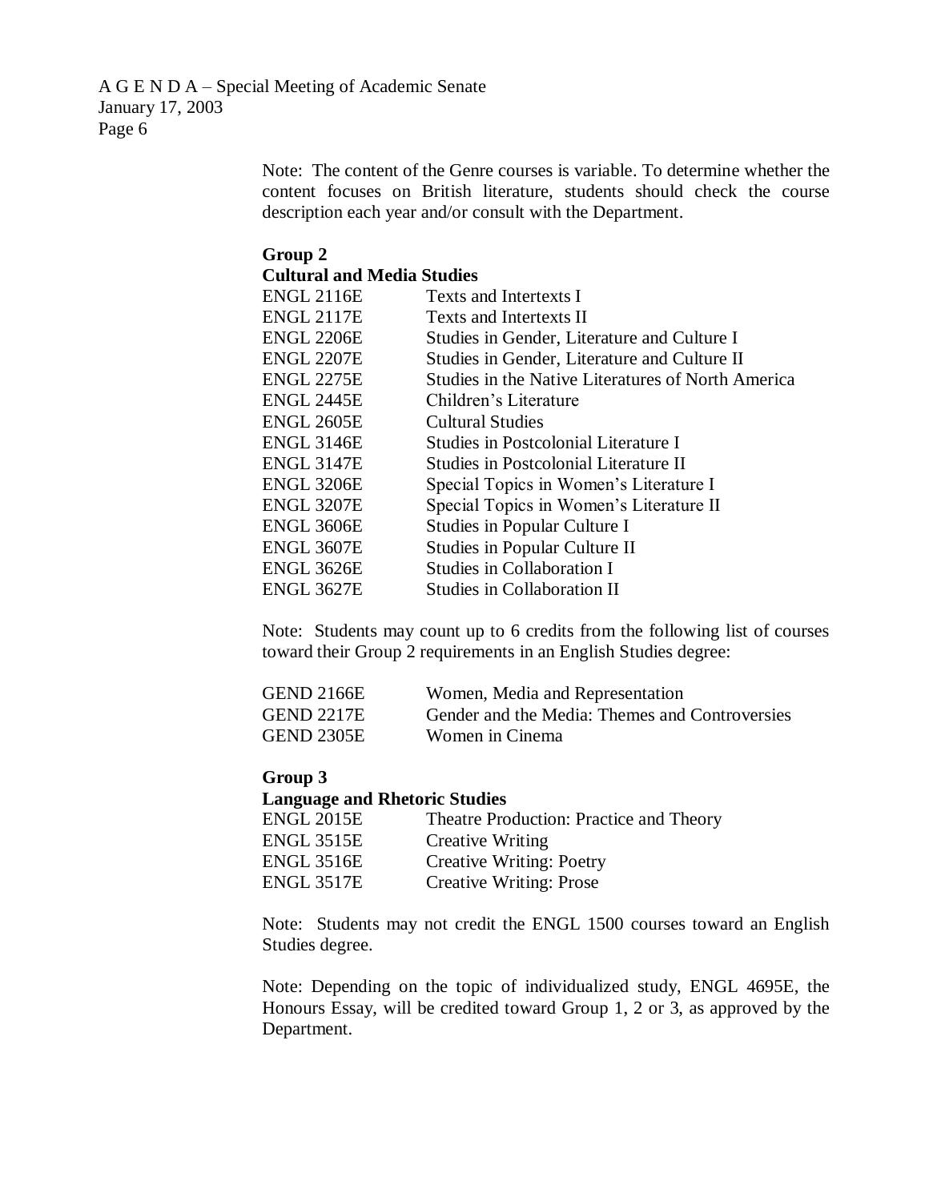Note: The content of the Genre courses is variable. To determine whether the content focuses on British literature, students should check the course description each year and/or consult with the Department.

**Group 2**
**Cultural and Media Studies**

| | |
|---|---|
| ENGL 2116E | Texts and Intertexts I |
| ENGL 2117E | Texts and Intertexts II |
| ENGL 2206E | Studies in Gender, Literature and Culture I |
| ENGL 2207E | Studies in Gender, Literature and Culture II |
| ENGL 2275E | Studies in the Native Literatures of North America |
| ENGL 2445E | Children's Literature |
| ENGL 2605E | Cultural Studies |
| ENGL 3146E | Studies in Postcolonial Literature I |
| ENGL 3147E | Studies in Postcolonial Literature II |
| ENGL 3206E | Special Topics in Women's Literature I |
| ENGL 3207E | Special Topics in Women's Literature II |
| ENGL 3606E | Studies in Popular Culture I |
| ENGL 3607E | Studies in Popular Culture II |
| ENGL 3626E | Studies in Collaboration I |
| ENGL 3627E | Studies in Collaboration II |

Note: Students may count up to 6 credits from the following list of courses toward their Group 2 requirements in an English Studies degree:

| | |
|---|---|
| GEND 2166E | Women, Media and Representation |
| GEND 2217E | Gender and the Media: Themes and Controversies |
| GEND 2305E | Women in Cinema |

**Group 3**
**Language and Rhetoric Studies**

| | |
|---|---|
| ENGL 2015E | Theatre Production: Practice and Theory |
| ENGL 3515E | Creative Writing |
| ENGL 3516E | Creative Writing: Poetry |
| ENGL 3517E | Creative Writing: Prose |

Note: Students may not credit the ENGL 1500 courses toward an English Studies degree.

Note: Depending on the topic of individualized study, ENGL 4695E, the Honours Essay, will be credited toward Group 1, 2 or 3, as approved by the Department.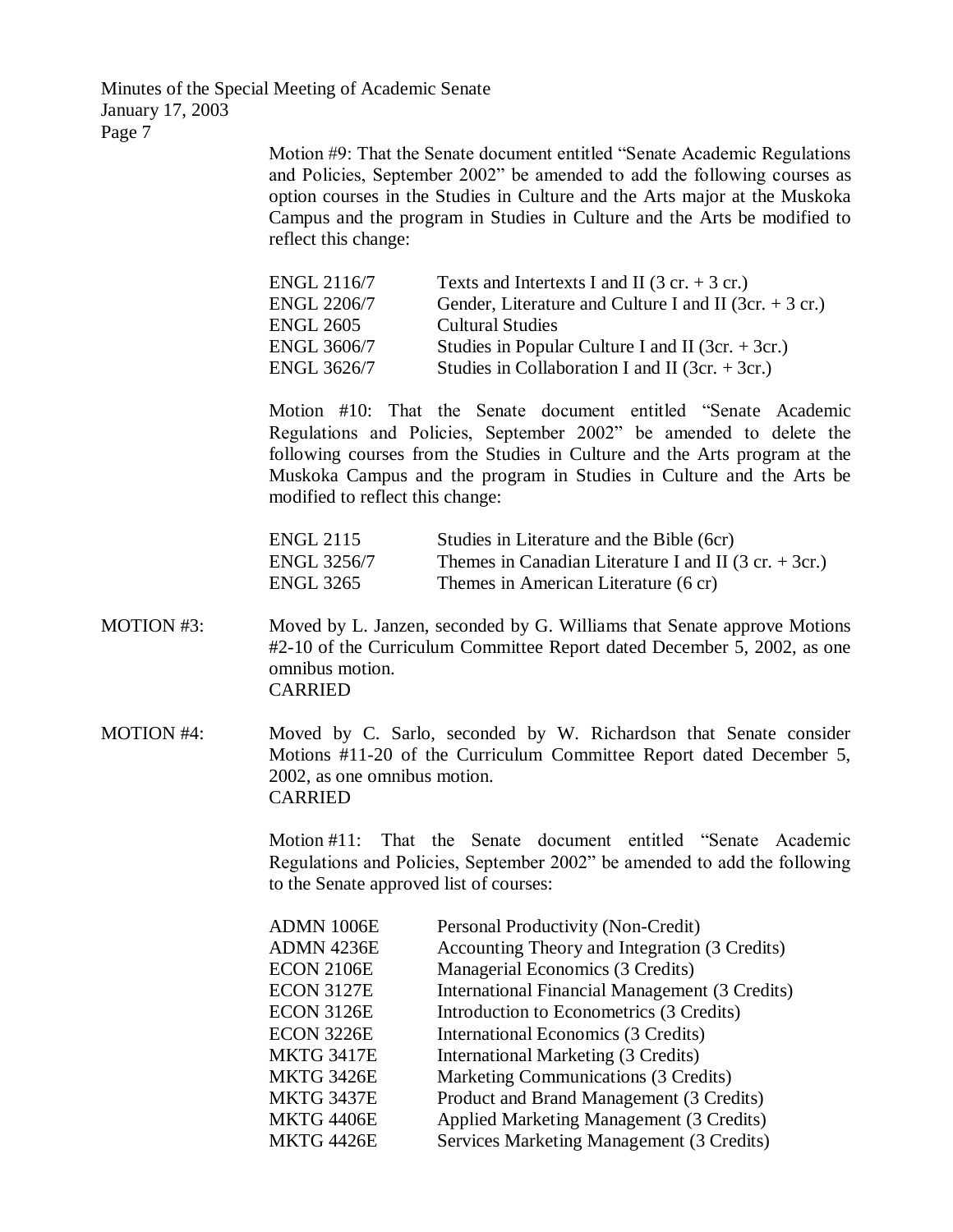Motion #9: That the Senate document entitled "Senate Academic Regulations and Policies, September 2002" be amended to add the following courses as option courses in the Studies in Culture and the Arts major at the Muskoka Campus and the program in Studies in Culture and the Arts be modified to reflect this change:

| | |
|---|---|
| ENGL 2116/7 | Texts and Intertexts I and II (3 cr. + 3 cr.) |
| ENGL 2206/7 | Gender, Literature and Culture I and II (3cr. + 3 cr.) |
| ENGL 2605 | Cultural Studies |
| ENGL 3606/7 | Studies in Popular Culture I and II (3cr. + 3cr.) |
| ENGL 3626/7 | Studies in Collaboration I and II (3cr. + 3cr.) |

Motion #10: That the Senate document entitled "Senate Academic Regulations and Policies, September 2002" be amended to delete the following courses from the Studies in Culture and the Arts program at the Muskoka Campus and the program in Studies in Culture and the Arts be modified to reflect this change:

| | |
|---|---|
| ENGL 2115 | Studies in Literature and the Bible (6cr) |
| ENGL 3256/7 | Themes in Canadian Literature I and II (3 cr. + 3cr.) |
| ENGL 3265 | Themes in American Literature (6 cr) |

MOTION #3: Moved by L. Janzen, seconded by G. Williams that Senate approve Motions #2-10 of the Curriculum Committee Report dated December 5, 2002, as one omnibus motion.
CARRIED

MOTION #4: Moved by C. Sarlo, seconded by W. Richardson that Senate consider Motions #11-20 of the Curriculum Committee Report dated December 5, 2002, as one omnibus motion.
CARRIED

Motion #11: That the Senate document entitled "Senate Academic Regulations and Policies, September 2002" be amended to add the following to the Senate approved list of courses:

| | |
|---|---|
| ADMN 1006E | Personal Productivity (Non-Credit) |
| ADMN 4236E | Accounting Theory and Integration (3 Credits) |
| ECON 2106E | Managerial Economics (3 Credits) |
| ECON 3127E | International Financial Management (3 Credits) |
| ECON 3126E | Introduction to Econometrics (3 Credits) |
| ECON 3226E | International Economics (3 Credits) |
| MKTG 3417E | International Marketing (3 Credits) |
| MKTG 3426E | Marketing Communications (3 Credits) |
| MKTG 3437E | Product and Brand Management (3 Credits) |
| MKTG 4406E | Applied Marketing Management (3 Credits) |
| MKTG 4426E | Services Marketing Management (3 Credits) |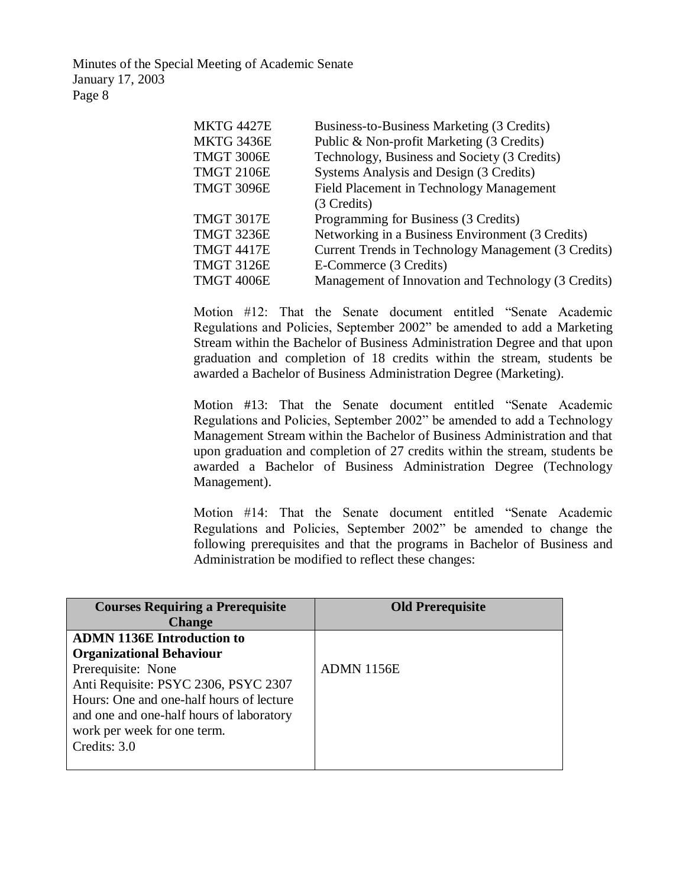| | |
|---|---|
| MKTG 4427E | Business-to-Business Marketing (3 Credits) |
| MKTG 3436E | Public & Non-profit Marketing (3 Credits) |
| TMGT 3006E | Technology, Business and Society (3 Credits) |
| TMGT 2106E | Systems Analysis and Design (3 Credits) |
| TMGT 3096E | Field Placement in Technology Management (3 Credits) |
| TMGT 3017E | Programming for Business (3 Credits) |
| TMGT 3236E | Networking in a Business Environment (3 Credits) |
| TMGT 4417E | Current Trends in Technology Management (3 Credits) |
| TMGT 3126E | E-Commerce (3 Credits) |
| TMGT 4006E | Management of Innovation and Technology (3 Credits) |

Motion #12: That the Senate document entitled "Senate Academic Regulations and Policies, September 2002" be amended to add a Marketing Stream within the Bachelor of Business Administration Degree and that upon graduation and completion of 18 credits within the stream, students be awarded a Bachelor of Business Administration Degree (Marketing).

Motion #13: That the Senate document entitled "Senate Academic Regulations and Policies, September 2002" be amended to add a Technology Management Stream within the Bachelor of Business Administration and that upon graduation and completion of 27 credits within the stream, students be awarded a Bachelor of Business Administration Degree (Technology Management).

Motion #14: That the Senate document entitled "Senate Academic Regulations and Policies, September 2002" be amended to change the following prerequisites and that the programs in Bachelor of Business and Administration be modified to reflect these changes:

| Courses Requiring a Prerequisite Change | Old Prerequisite |
|---|---|
| **ADMN 1136E Introduction to Organizational Behaviour**<br>Prerequisite: None<br>Anti Requisite: PSYC 2306, PSYC 2307<br>Hours: One and one-half hours of lecture and one and one-half hours of laboratory work per week for one term.<br>Credits: 3.0 | ADMN 1156E |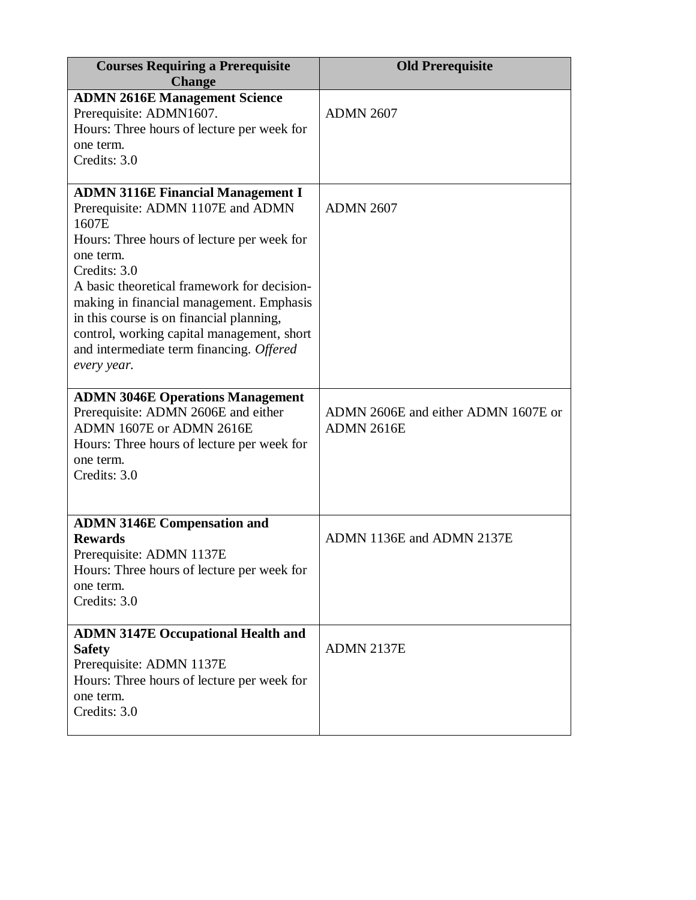| Courses Requiring a Prerequisite Change | Old Prerequisite |
| --- | --- |
| **ADMN 2616E Management Science**<br>Prerequisite: ADMN1607.<br>Hours: Three hours of lecture per week for one term.<br>Credits: 3.0 | ADMN 2607 |
| **ADMN 3116E Financial Management I**<br>Prerequisite: ADMN 1107E and ADMN 1607E<br>Hours: Three hours of lecture per week for one term.<br>Credits: 3.0<br>A basic theoretical framework for decision-making in financial management. Emphasis in this course is on financial planning, control, working capital management, short and intermediate term financing. *Offered every year.* | ADMN 2607 |
| **ADMN 3046E Operations Management**<br>Prerequisite: ADMN 2606E and either ADMN 1607E or ADMN 2616E<br>Hours: Three hours of lecture per week for one term.<br>Credits: 3.0 | ADMN 2606E and either ADMN 1607E or ADMN 2616E |
| **ADMN 3146E Compensation and Rewards**<br>Prerequisite: ADMN 1137E<br>Hours: Three hours of lecture per week for one term.<br>Credits: 3.0 | ADMN 1136E and ADMN 2137E |
| **ADMN 3147E Occupational Health and Safety**<br>Prerequisite: ADMN 1137E<br>Hours: Three hours of lecture per week for one term.<br>Credits: 3.0 | ADMN 2137E |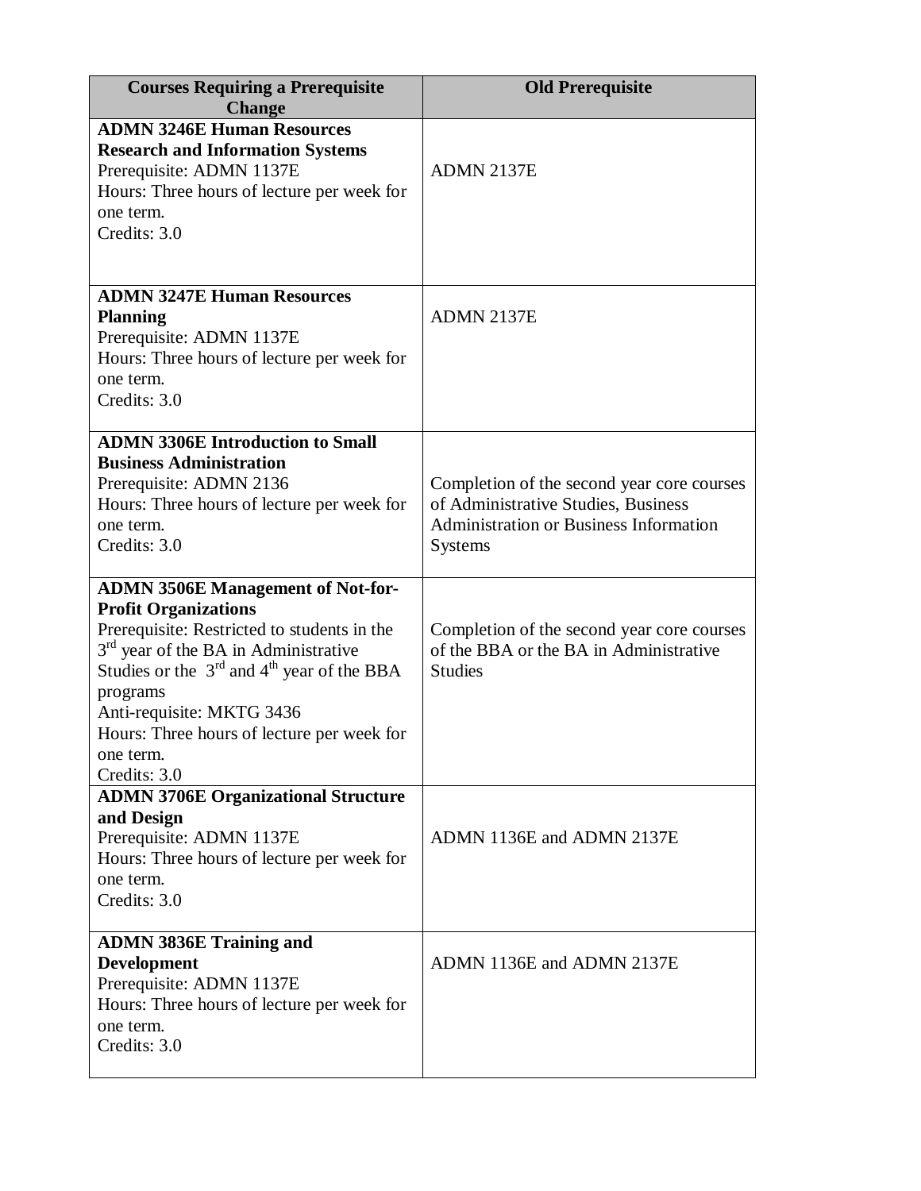| Courses Requiring a Prerequisite Change | Old Prerequisite |
|---|---|
| **ADMN 3246E Human Resources Research and Information Systems**<br>Prerequisite: ADMN 1137E<br>Hours: Three hours of lecture per week for one term.<br>Credits: 3.0 | ADMN 2137E |
| **ADMN 3247E Human Resources Planning**<br>Prerequisite: ADMN 1137E<br>Hours: Three hours of lecture per week for one term.<br>Credits: 3.0 | ADMN 2137E |
| **ADMN 3306E Introduction to Small Business Administration**<br>Prerequisite: ADMN 2136<br>Hours: Three hours of lecture per week for one term.<br>Credits: 3.0 | Completion of the second year core courses of Administrative Studies, Business Administration or Business Information Systems |
| **ADMN 3506E Management of Not-for-Profit Organizations**<br>Prerequisite: Restricted to students in the 3rd year of the BA in Administrative Studies or the 3rd and 4th year of the BBA programs<br>Anti-requisite: MKTG 3436<br>Hours: Three hours of lecture per week for one term.<br>Credits: 3.0 | Completion of the second year core courses of the BBA or the BA in Administrative Studies |
| **ADMN 3706E Organizational Structure and Design**<br>Prerequisite: ADMN 1137E<br>Hours: Three hours of lecture per week for one term.<br>Credits: 3.0 | ADMN 1136E and ADMN 2137E |
| **ADMN 3836E Training and Development**<br>Prerequisite: ADMN 1137E<br>Hours: Three hours of lecture per week for one term.<br>Credits: 3.0 | ADMN 1136E and ADMN 2137E |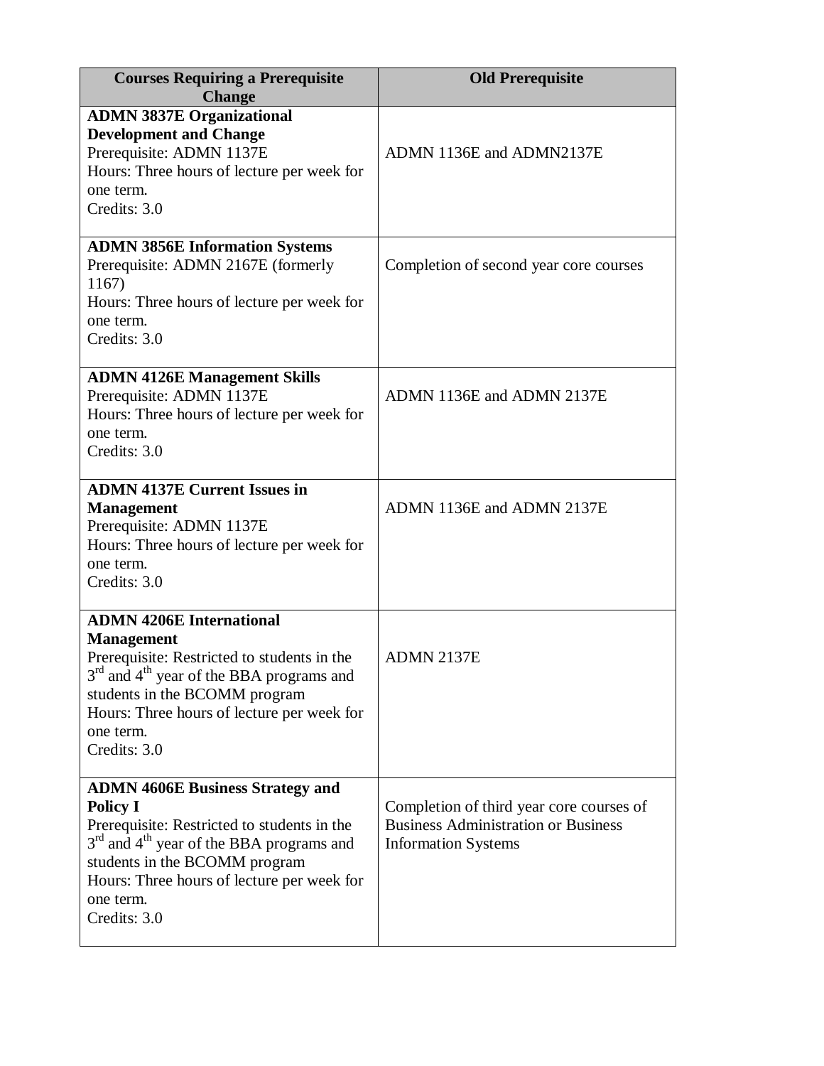| Courses Requiring a Prerequisite Change | Old Prerequisite |
| --- | --- |
| **ADMN 3837E Organizational Development and Change**<br>Prerequisite: ADMN 1137E<br>Hours: Three hours of lecture per week for one term.<br>Credits: 3.0 | ADMN 1136E and ADMN2137E |
| **ADMN 3856E Information Systems**<br>Prerequisite: ADMN 2167E (formerly 1167)<br>Hours: Three hours of lecture per week for one term.<br>Credits: 3.0 | Completion of second year core courses |
| **ADMN 4126E Management Skills**<br>Prerequisite: ADMN 1137E<br>Hours: Three hours of lecture per week for one term.<br>Credits: 3.0 | ADMN 1136E and ADMN 2137E |
| **ADMN 4137E Current Issues in Management**<br>Prerequisite: ADMN 1137E<br>Hours: Three hours of lecture per week for one term.<br>Credits: 3.0 | ADMN 1136E and ADMN 2137E |
| **ADMN 4206E International Management**<br>Prerequisite: Restricted to students in the 3rd and 4th year of the BBA programs and students in the BCOMM program<br>Hours: Three hours of lecture per week for one term.<br>Credits: 3.0 | ADMN 2137E |
| **ADMN 4606E Business Strategy and Policy I**<br>Prerequisite: Restricted to students in the 3rd and 4th year of the BBA programs and students in the BCOMM program<br>Hours: Three hours of lecture per week for one term.<br>Credits: 3.0 | Completion of third year core courses of Business Administration or Business Information Systems |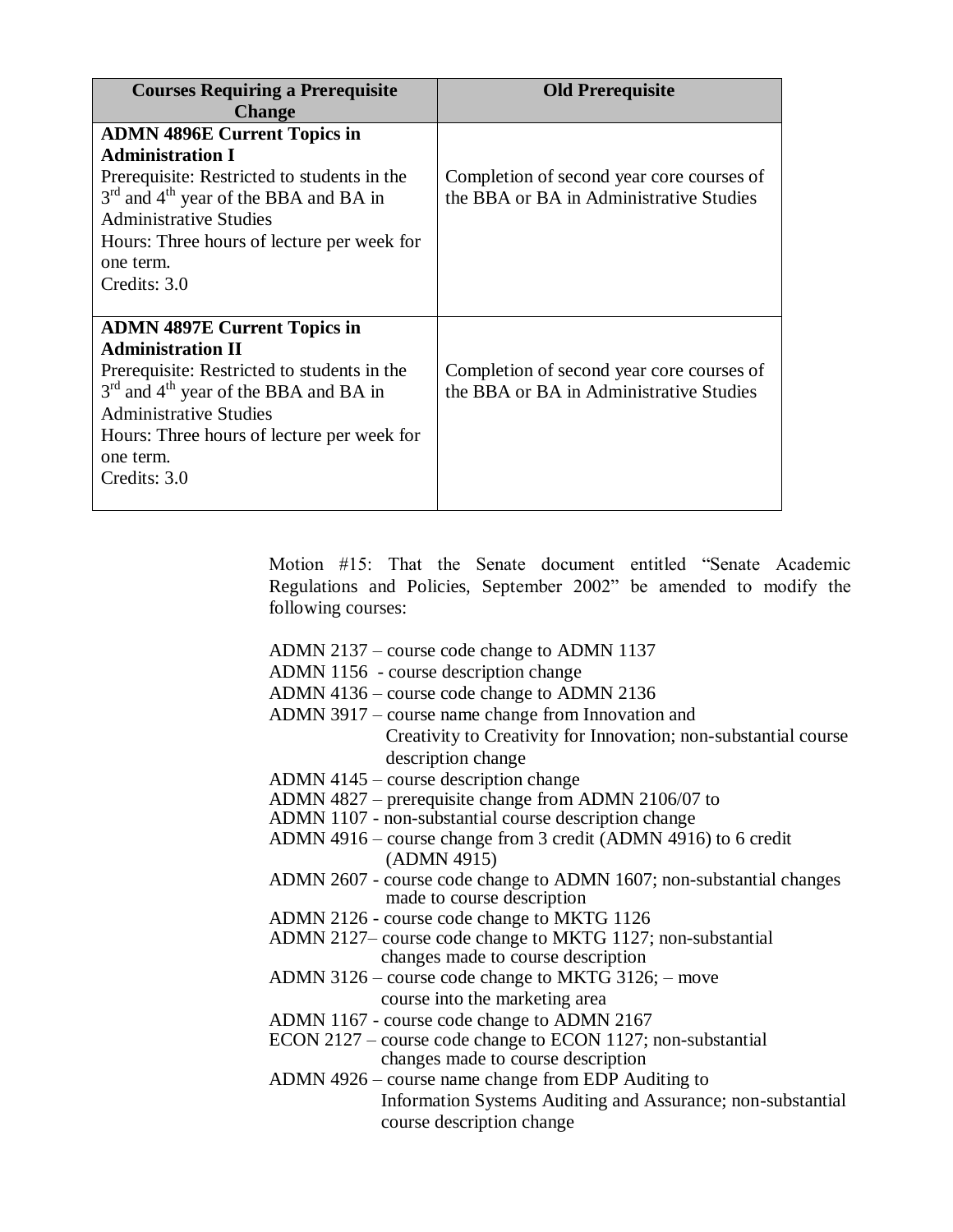| Courses Requiring a Prerequisite Change | Old Prerequisite |
|---|---|
| **ADMN 4896E Current Topics in Administration I**<br>Prerequisite: Restricted to students in the 3rd and 4th year of the BBA and BA in Administrative Studies<br>Hours: Three hours of lecture per week for one term.<br>Credits: 3.0 | Completion of second year core courses of the BBA or BA in Administrative Studies |
| **ADMN 4897E Current Topics in Administration II**<br>Prerequisite: Restricted to students in the 3rd and 4th year of the BBA and BA in Administrative Studies<br>Hours: Three hours of lecture per week for one term.<br>Credits: 3.0 | Completion of second year core courses of the BBA or BA in Administrative Studies |

Motion #15: That the Senate document entitled "Senate Academic Regulations and Policies, September 2002" be amended to modify the following courses:

ADMN 2137 – course code change to ADMN 1137
ADMN 1156 - course description change
ADMN 4136 – course code change to ADMN 2136
ADMN 3917 – course name change from Innovation and Creativity to Creativity for Innovation; non-substantial course description change
ADMN 4145 – course description change
ADMN 4827 – prerequisite change from ADMN 2106/07 to
ADMN 1107 - non-substantial course description change
ADMN 4916 – course change from 3 credit (ADMN 4916) to 6 credit (ADMN 4915)
ADMN 2607 - course code change to ADMN 1607; non-substantial changes made to course description
ADMN 2126 - course code change to MKTG 1126
ADMN 2127– course code change to MKTG 1127; non-substantial changes made to course description
ADMN 3126 – course code change to MKTG 3126; – move course into the marketing area
ADMN 1167 - course code change to ADMN 2167
ECON 2127 – course code change to ECON 1127; non-substantial changes made to course description
ADMN 4926 – course name change from EDP Auditing to Information Systems Auditing and Assurance; non-substantial course description change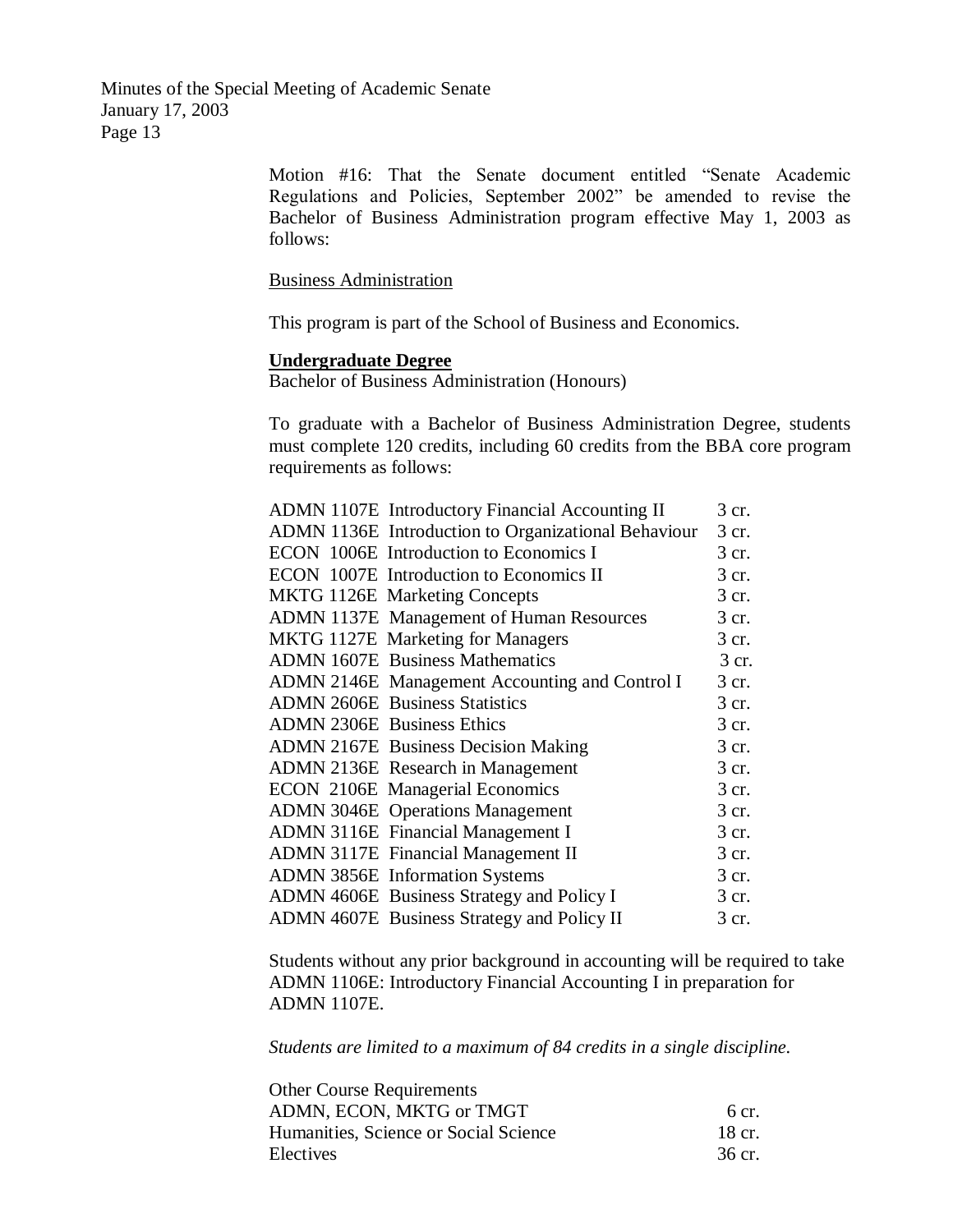Motion #16: That the Senate document entitled "Senate Academic Regulations and Policies, September 2002" be amended to revise the Bachelor of Business Administration program effective May 1, 2003 as follows:

Business Administration

This program is part of the School of Business and Economics.

**Undergraduate Degree**
Bachelor of Business Administration (Honours)

To graduate with a Bachelor of Business Administration Degree, students must complete 120 credits, including 60 credits from the BBA core program requirements as follows:

| Course | Title | Credits |
|---|---|---|
| ADMN 1107E | Introductory Financial Accounting II | 3 cr. |
| ADMN 1136E | Introduction to Organizational Behaviour | 3 cr. |
| ECON 1006E | Introduction to Economics I | 3 cr. |
| ECON 1007E | Introduction to Economics II | 3 cr. |
| MKTG 1126E | Marketing Concepts | 3 cr. |
| ADMN 1137E | Management of Human Resources | 3 cr. |
| MKTG 1127E | Marketing for Managers | 3 cr. |
| ADMN 1607E | Business Mathematics | 3 cr. |
| ADMN 2146E | Management Accounting and Control I | 3 cr. |
| ADMN 2606E | Business Statistics | 3 cr. |
| ADMN 2306E | Business Ethics | 3 cr. |
| ADMN 2167E | Business Decision Making | 3 cr. |
| ADMN 2136E | Research in Management | 3 cr. |
| ECON 2106E | Managerial Economics | 3 cr. |
| ADMN 3046E | Operations Management | 3 cr. |
| ADMN 3116E | Financial Management I | 3 cr. |
| ADMN 3117E | Financial Management II | 3 cr. |
| ADMN 3856E | Information Systems | 3 cr. |
| ADMN 4606E | Business Strategy and Policy I | 3 cr. |
| ADMN 4607E | Business Strategy and Policy II | 3 cr. |

Students without any prior background in accounting will be required to take ADMN 1106E: Introductory Financial Accounting I in preparation for ADMN 1107E.

*Students are limited to a maximum of 84 credits in a single discipline.*

| Other Course Requirements | |
|---|---|
| ADMN, ECON, MKTG or TMGT | 6 cr. |
| Humanities, Science or Social Science | 18 cr. |
| Electives | 36 cr. |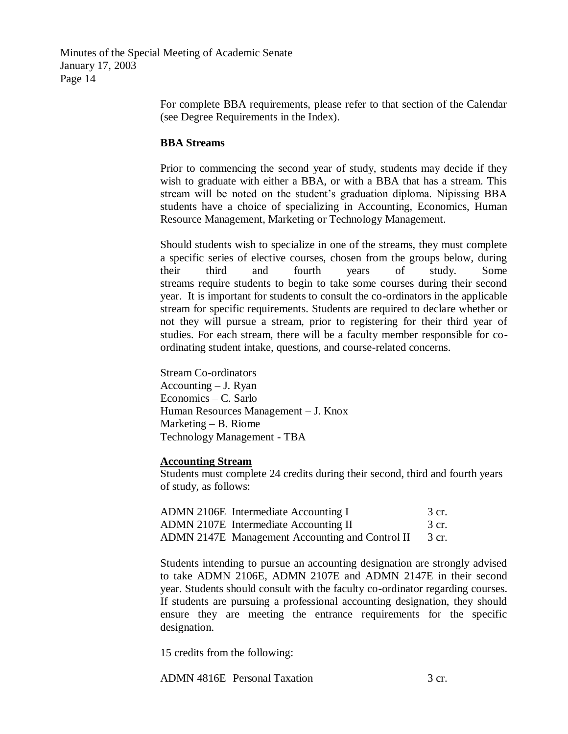For complete BBA requirements, please refer to that section of the Calendar (see Degree Requirements in the Index).

**BBA Streams**

Prior to commencing the second year of study, students may decide if they wish to graduate with either a BBA, or with a BBA that has a stream. This stream will be noted on the student's graduation diploma. Nipissing BBA students have a choice of specializing in Accounting, Economics, Human Resource Management, Marketing or Technology Management.

Should students wish to specialize in one of the streams, they must complete a specific series of elective courses, chosen from the groups below, during their third and fourth years of study. Some streams require students to begin to take some courses during their second year. It is important for students to consult the co-ordinators in the applicable stream for specific requirements. Students are required to declare whether or not they will pursue a stream, prior to registering for their third year of studies. For each stream, there will be a faculty member responsible for co-ordinating student intake, questions, and course-related concerns.

Stream Co-ordinators
Accounting – J. Ryan
Economics – C. Sarlo
Human Resources Management – J. Knox
Marketing – B. Riome
Technology Management - TBA

**Accounting Stream**
Students must complete 24 credits during their second, third and fourth years of study, as follows:

ADMN 2106E Intermediate Accounting I 3 cr.
ADMN 2107E Intermediate Accounting II 3 cr.
ADMN 2147E Management Accounting and Control II 3 cr.

Students intending to pursue an accounting designation are strongly advised to take ADMN 2106E, ADMN 2107E and ADMN 2147E in their second year. Students should consult with the faculty co-ordinator regarding courses. If students are pursuing a professional accounting designation, they should ensure they are meeting the entrance requirements for the specific designation.

15 credits from the following:

ADMN 4816E Personal Taxation 3 cr.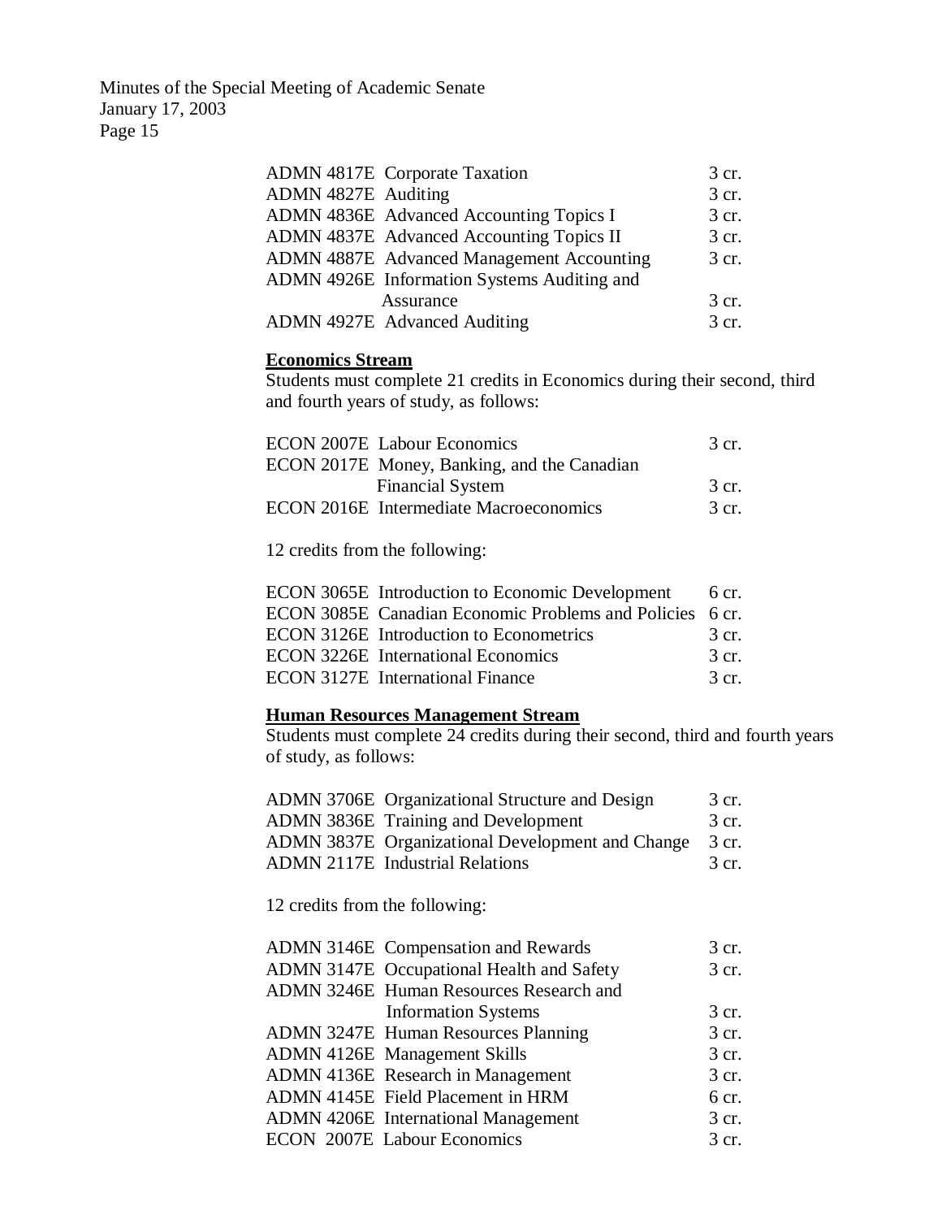| | | |
|---|---|---|
| ADMN 4817E | Corporate Taxation | 3 cr. |
| ADMN 4827E | Auditing | 3 cr. |
| ADMN 4836E | Advanced Accounting Topics I | 3 cr. |
| ADMN 4837E | Advanced Accounting Topics II | 3 cr. |
| ADMN 4887E | Advanced Management Accounting | 3 cr. |
| ADMN 4926E | Information Systems Auditing and Assurance | 3 cr. |
| ADMN 4927E | Advanced Auditing | 3 cr. |

**Economics Stream**

Students must complete 21 credits in Economics during their second, third and fourth years of study, as follows:

| | | |
|---|---|---|
| ECON 2007E | Labour Economics | 3 cr. |
| ECON 2017E | Money, Banking, and the Canadian Financial System | 3 cr. |
| ECON 2016E | Intermediate Macroeconomics | 3 cr. |

12 credits from the following:

| | | |
|---|---|---|
| ECON 3065E | Introduction to Economic Development | 6 cr. |
| ECON 3085E | Canadian Economic Problems and Policies | 6 cr. |
| ECON 3126E | Introduction to Econometrics | 3 cr. |
| ECON 3226E | International Economics | 3 cr. |
| ECON 3127E | International Finance | 3 cr. |

**Human Resources Management Stream**

Students must complete 24 credits during their second, third and fourth years of study, as follows:

| | | |
|---|---|---|
| ADMN 3706E | Organizational Structure and Design | 3 cr. |
| ADMN 3836E | Training and Development | 3 cr. |
| ADMN 3837E | Organizational Development and Change | 3 cr. |
| ADMN 2117E | Industrial Relations | 3 cr. |

12 credits from the following:

| | | |
|---|---|---|
| ADMN 3146E | Compensation and Rewards | 3 cr. |
| ADMN 3147E | Occupational Health and Safety | 3 cr. |
| ADMN 3246E | Human Resources Research and Information Systems | 3 cr. |
| ADMN 3247E | Human Resources Planning | 3 cr. |
| ADMN 4126E | Management Skills | 3 cr. |
| ADMN 4136E | Research in Management | 3 cr. |
| ADMN 4145E | Field Placement in HRM | 6 cr. |
| ADMN 4206E | International Management | 3 cr. |
| ECON 2007E | Labour Economics | 3 cr. |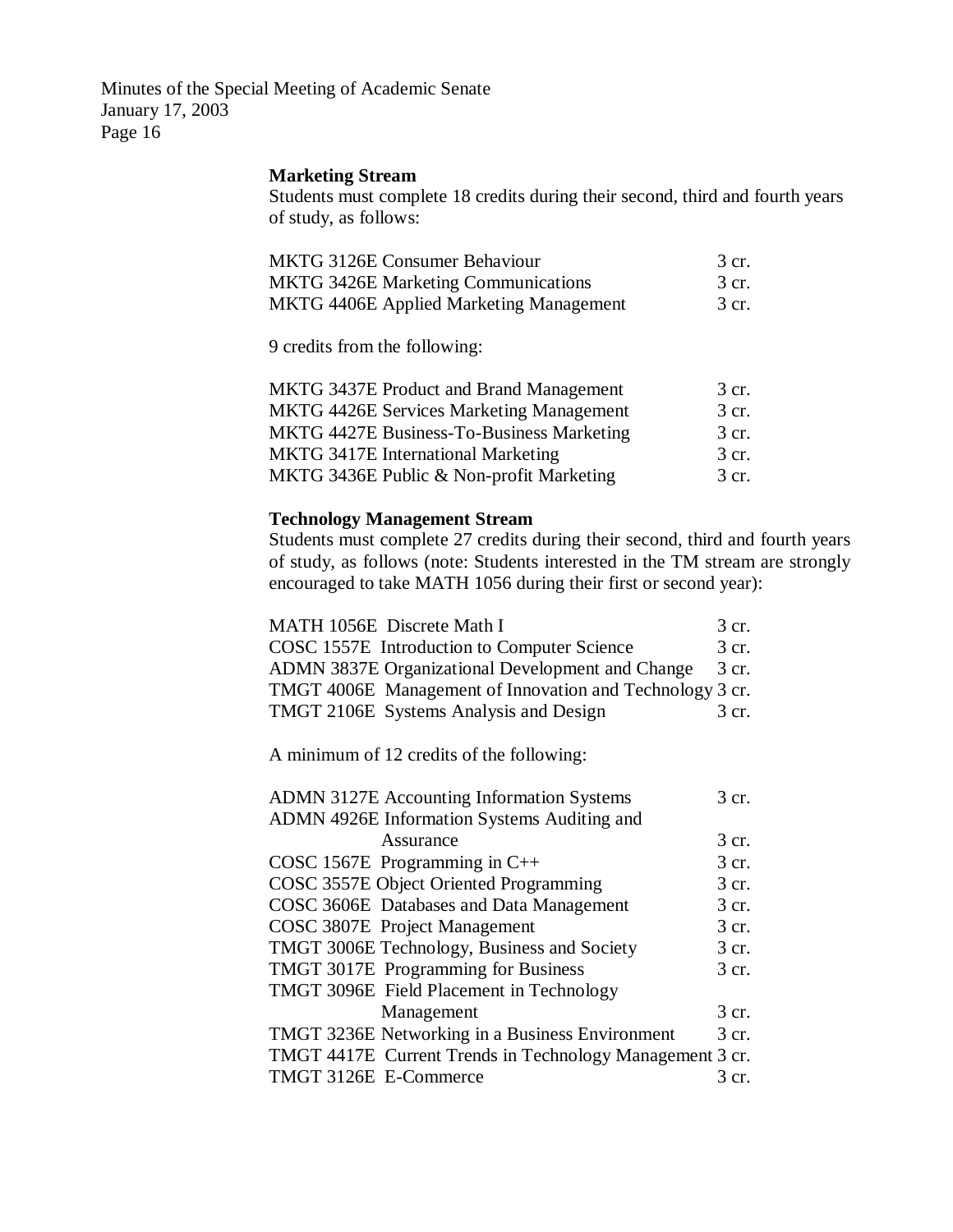**Marketing Stream**

Students must complete 18 credits during their second, third and fourth years of study, as follows:

| | |
|---|---|
| MKTG 3126E Consumer Behaviour | 3 cr. |
| MKTG 3426E Marketing Communications | 3 cr. |
| MKTG 4406E Applied Marketing Management | 3 cr. |

9 credits from the following:

| | |
|---|---|
| MKTG 3437E Product and Brand Management | 3 cr. |
| MKTG 4426E Services Marketing Management | 3 cr. |
| MKTG 4427E Business-To-Business Marketing | 3 cr. |
| MKTG 3417E International Marketing | 3 cr. |
| MKTG 3436E Public & Non-profit Marketing | 3 cr. |

**Technology Management Stream**

Students must complete 27 credits during their second, third and fourth years of study, as follows (note: Students interested in the TM stream are strongly encouraged to take MATH 1056 during their first or second year):

| | |
|---|---|
| MATH 1056E Discrete Math I | 3 cr. |
| COSC 1557E Introduction to Computer Science | 3 cr. |
| ADMN 3837E Organizational Development and Change | 3 cr. |
| TMGT 4006E Management of Innovation and Technology | 3 cr. |
| TMGT 2106E Systems Analysis and Design | 3 cr. |

A minimum of 12 credits of the following:

| | |
|---|---|
| ADMN 3127E Accounting Information Systems | 3 cr. |
| ADMN 4926E Information Systems Auditing and Assurance | 3 cr. |
| COSC 1567E Programming in C++ | 3 cr. |
| COSC 3557E Object Oriented Programming | 3 cr. |
| COSC 3606E Databases and Data Management | 3 cr. |
| COSC 3807E Project Management | 3 cr. |
| TMGT 3006E Technology, Business and Society | 3 cr. |
| TMGT 3017E Programming for Business | 3 cr. |
| TMGT 3096E Field Placement in Technology Management | 3 cr. |
| TMGT 3236E Networking in a Business Environment | 3 cr. |
| TMGT 4417E Current Trends in Technology Management | 3 cr. |
| TMGT 3126E E-Commerce | 3 cr. |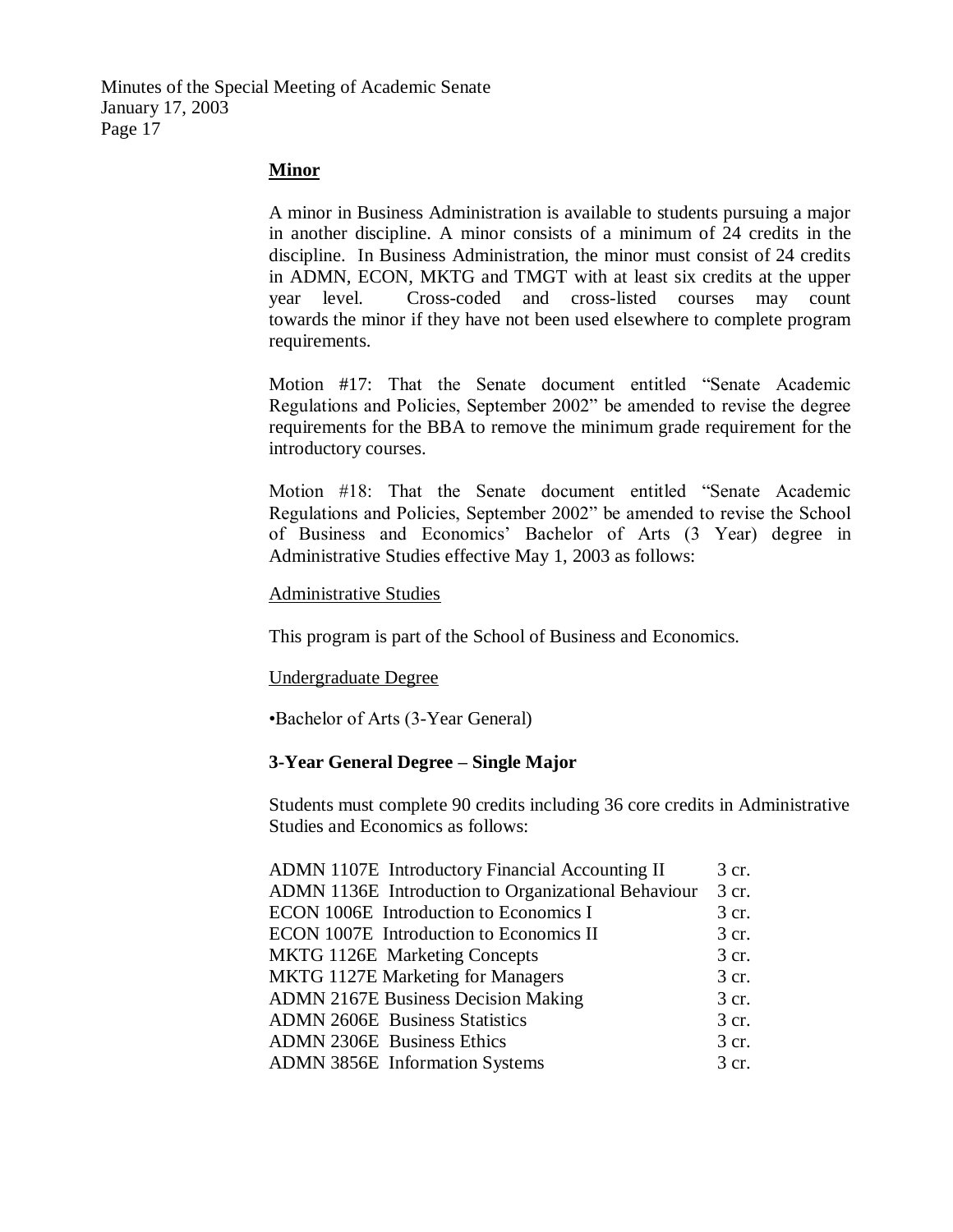**Minor**

A minor in Business Administration is available to students pursuing a major in another discipline. A minor consists of a minimum of 24 credits in the discipline. In Business Administration, the minor must consist of 24 credits in ADMN, ECON, MKTG and TMGT with at least six credits at the upper year level. Cross-coded and cross-listed courses may count towards the minor if they have not been used elsewhere to complete program requirements.

Motion #17: That the Senate document entitled "Senate Academic Regulations and Policies, September 2002" be amended to revise the degree requirements for the BBA to remove the minimum grade requirement for the introductory courses.

Motion #18: That the Senate document entitled "Senate Academic Regulations and Policies, September 2002" be amended to revise the School of Business and Economics' Bachelor of Arts (3 Year) degree in Administrative Studies effective May 1, 2003 as follows:

Administrative Studies

This program is part of the School of Business and Economics.

Undergraduate Degree

•Bachelor of Arts (3-Year General)

**3-Year General Degree – Single Major**

Students must complete 90 credits including 36 core credits in Administrative Studies and Economics as follows:

| | |
|---|---|
| ADMN 1107E Introductory Financial Accounting II | 3 cr. |
| ADMN 1136E Introduction to Organizational Behaviour | 3 cr. |
| ECON 1006E Introduction to Economics I | 3 cr. |
| ECON 1007E Introduction to Economics II | 3 cr. |
| MKTG 1126E Marketing Concepts | 3 cr. |
| MKTG 1127E Marketing for Managers | 3 cr. |
| ADMN 2167E Business Decision Making | 3 cr. |
| ADMN 2606E Business Statistics | 3 cr. |
| ADMN 2306E Business Ethics | 3 cr. |
| ADMN 3856E Information Systems | 3 cr. |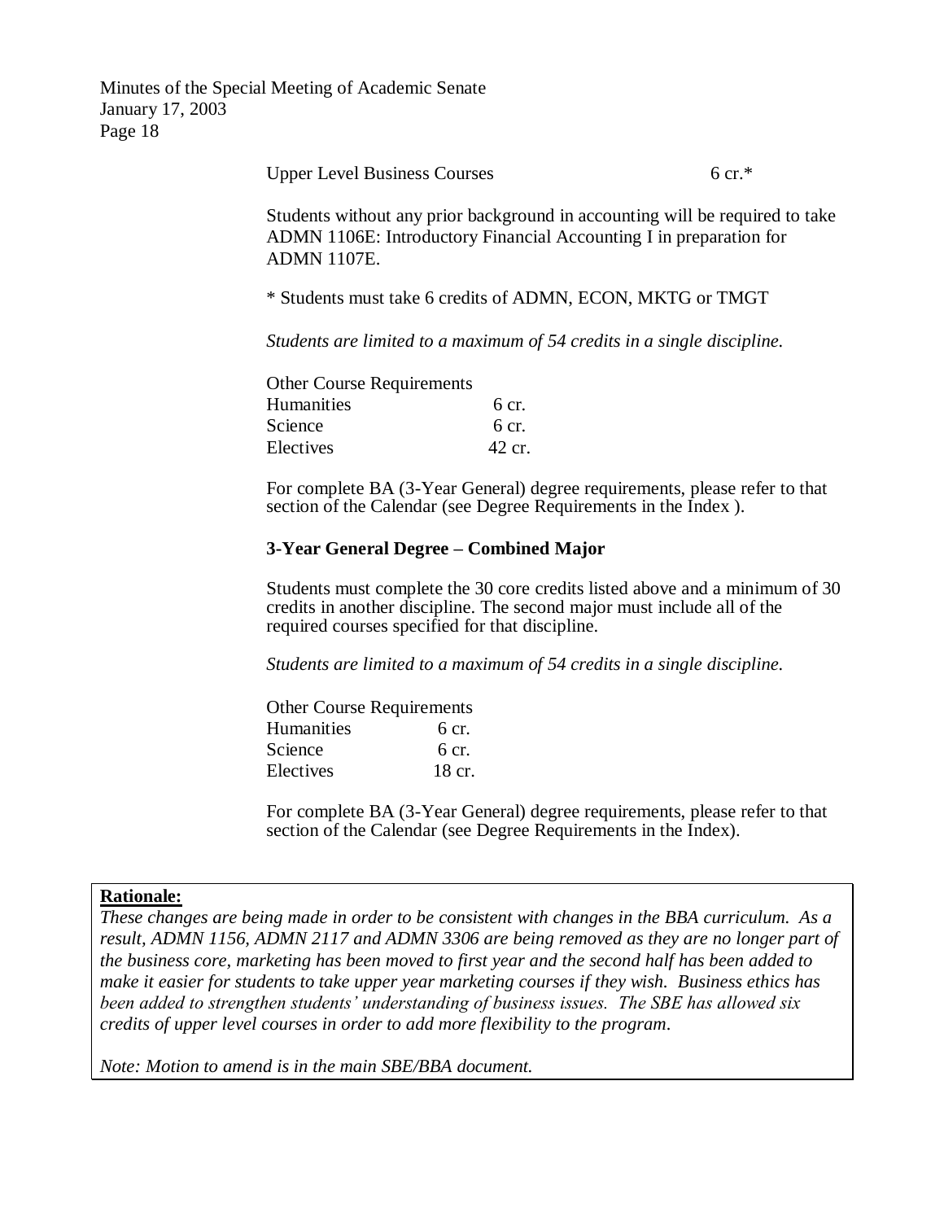| | |
|---|---|
| Upper Level Business Courses | 6 cr.* |

Students without any prior background in accounting will be required to take ADMN 1106E: Introductory Financial Accounting I in preparation for ADMN 1107E.

* Students must take 6 credits of ADMN, ECON, MKTG or TMGT

*Students are limited to a maximum of 54 credits in a single discipline.*

| Other Course Requirements | |
|---|---|
| Humanities | 6 cr. |
| Science | 6 cr. |
| Electives | 42 cr. |

For complete BA (3-Year General) degree requirements, please refer to that section of the Calendar (see Degree Requirements in the Index ).

**3-Year General Degree – Combined Major**

Students must complete the 30 core credits listed above and a minimum of 30 credits in another discipline. The second major must include all of the required courses specified for that discipline.

*Students are limited to a maximum of 54 credits in a single discipline.*

| Other Course Requirements | |
|---|---|
| Humanities | 6 cr. |
| Science | 6 cr. |
| Electives | 18 cr. |

For complete BA (3-Year General) degree requirements, please refer to that section of the Calendar (see Degree Requirements in the Index).

**Rationale:**

*These changes are being made in order to be consistent with changes in the BBA curriculum. As a result, ADMN 1156, ADMN 2117 and ADMN 3306 are being removed as they are no longer part of the business core, marketing has been moved to first year and the second half has been added to make it easier for students to take upper year marketing courses if they wish. Business ethics has been added to strengthen students' understanding of business issues. The SBE has allowed six credits of upper level courses in order to add more flexibility to the program.*

*Note: Motion to amend is in the main SBE/BBA document.*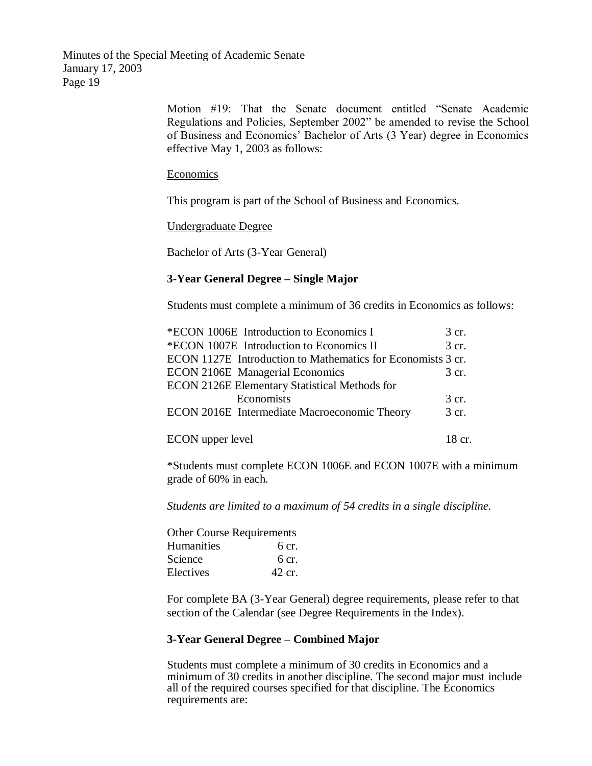Motion #19: That the Senate document entitled "Senate Academic Regulations and Policies, September 2002" be amended to revise the School of Business and Economics' Bachelor of Arts (3 Year) degree in Economics effective May 1, 2003 as follows:

Economics

This program is part of the School of Business and Economics.

Undergraduate Degree

Bachelor of Arts (3-Year General)

**3-Year General Degree – Single Major**

Students must complete a minimum of 36 credits in Economics as follows:

| Course | Credits |
|---|---|
| *ECON 1006E Introduction to Economics I | 3 cr. |
| *ECON 1007E Introduction to Economics II | 3 cr. |
| ECON 1127E Introduction to Mathematics for Economists | 3 cr. |
| ECON 2106E Managerial Economics | 3 cr. |
| ECON 2126E Elementary Statistical Methods for Economists | 3 cr. |
| ECON 2016E Intermediate Macroeconomic Theory | 3 cr. |
| ECON upper level | 18 cr. |

*Students must complete ECON 1006E and ECON 1007E with a minimum grade of 60% in each.

*Students are limited to a maximum of 54 credits in a single discipline.*

| Other Course Requirements | |
|---|---|
| Humanities | 6 cr. |
| Science | 6 cr. |
| Electives | 42 cr. |

For complete BA (3-Year General) degree requirements, please refer to that section of the Calendar (see Degree Requirements in the Index).

**3-Year General Degree – Combined Major**

Students must complete a minimum of 30 credits in Economics and a minimum of 30 credits in another discipline. The second major must include all of the required courses specified for that discipline. The Economics requirements are: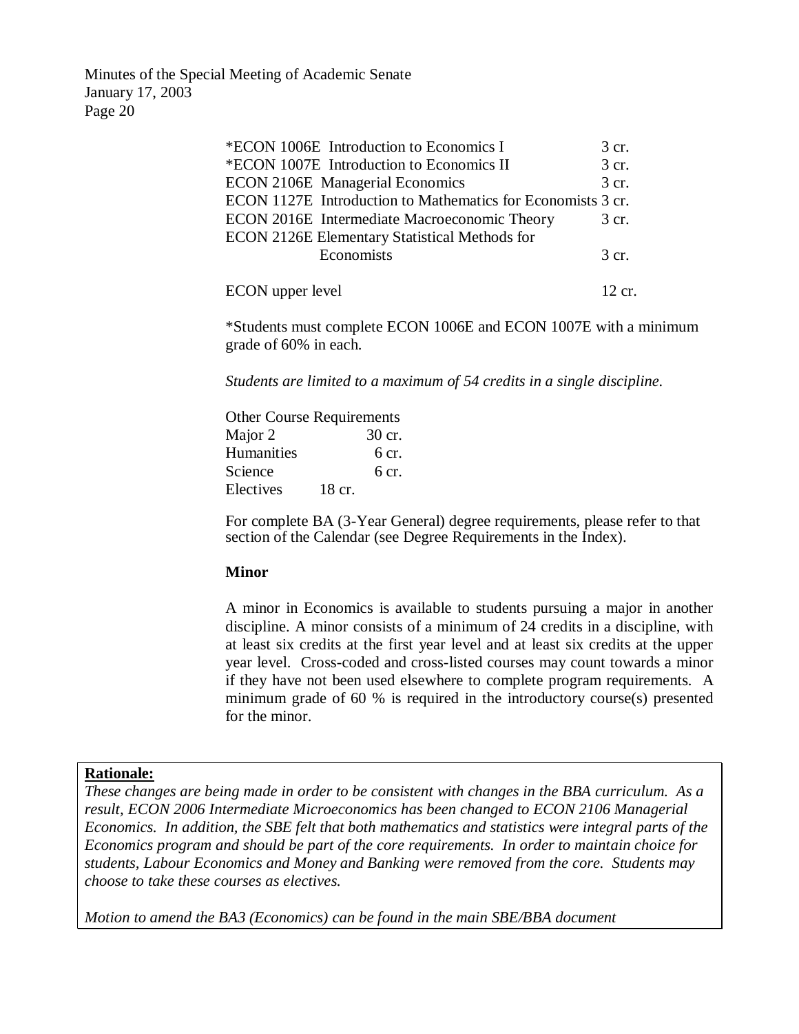| | |
|---|---|
| *ECON 1006E Introduction to Economics I | 3 cr. |
| *ECON 1007E Introduction to Economics II | 3 cr. |
| ECON 2106E Managerial Economics | 3 cr. |
| ECON 1127E Introduction to Mathematics for Economists | 3 cr. |
| ECON 2016E Intermediate Macroeconomic Theory | 3 cr. |
| ECON 2126E Elementary Statistical Methods for Economists | 3 cr. |
| ECON upper level | 12 cr. |

*Students must complete ECON 1006E and ECON 1007E with a minimum grade of 60% in each.

*Students are limited to a maximum of 54 credits in a single discipline.*

Other Course Requirements

| | |
|---|---|
| Major 2 | 30 cr. |
| Humanities | 6 cr. |
| Science | 6 cr. |
| Electives | 18 cr. |

For complete BA (3-Year General) degree requirements, please refer to that section of the Calendar (see Degree Requirements in the Index).

**Minor**

A minor in Economics is available to students pursuing a major in another discipline. A minor consists of a minimum of 24 credits in a discipline, with at least six credits at the first year level and at least six credits at the upper year level. Cross-coded and cross-listed courses may count towards a minor if they have not been used elsewhere to complete program requirements. A minimum grade of 60 % is required in the introductory course(s) presented for the minor.

**Rationale:**

*These changes are being made in order to be consistent with changes in the BBA curriculum. As a result, ECON 2006 Intermediate Microeconomics has been changed to ECON 2106 Managerial Economics. In addition, the SBE felt that both mathematics and statistics were integral parts of the Economics program and should be part of the core requirements. In order to maintain choice for students, Labour Economics and Money and Banking were removed from the core. Students may choose to take these courses as electives.*

*Motion to amend the BA3 (Economics) can be found in the main SBE/BBA document*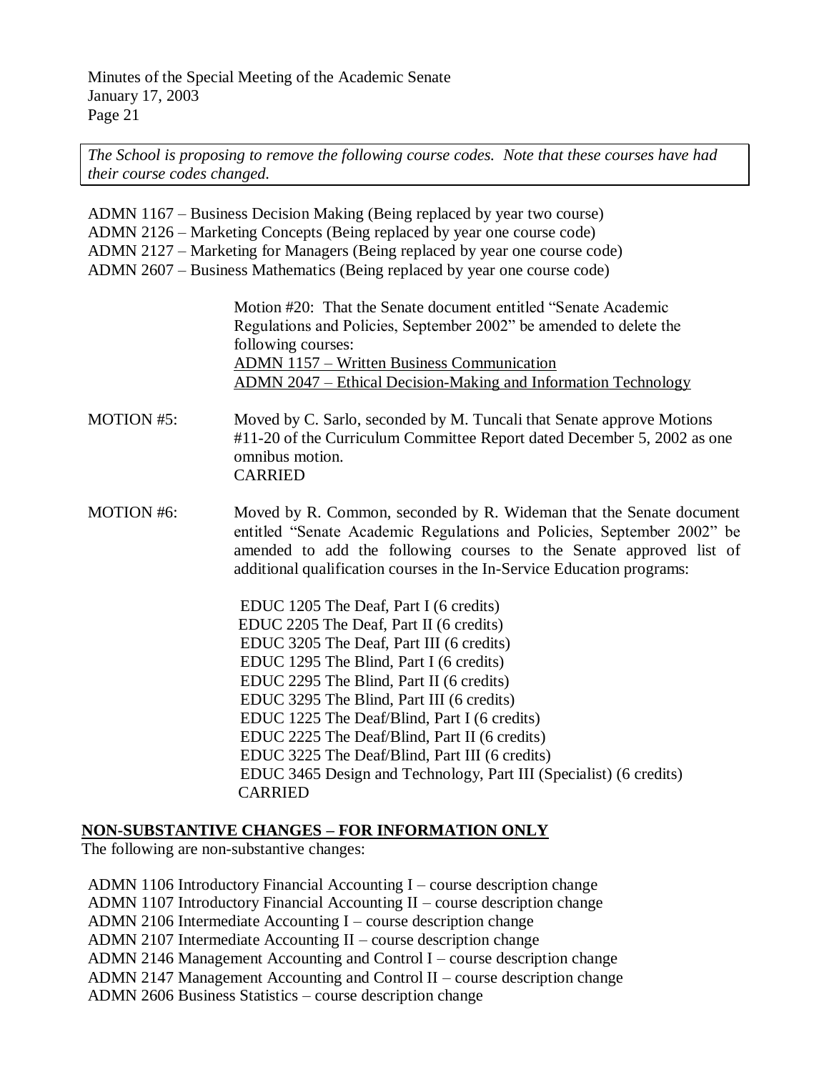*The School is proposing to remove the following course codes. Note that these courses have had their course codes changed.*

ADMN 1167 – Business Decision Making (Being replaced by year two course)
ADMN 2126 – Marketing Concepts (Being replaced by year one course code)
ADMN 2127 – Marketing for Managers (Being replaced by year one course code)
ADMN 2607 – Business Mathematics (Being replaced by year one course code)

Motion #20: That the Senate document entitled "Senate Academic Regulations and Policies, September 2002" be amended to delete the following courses:
ADMN 1157 – Written Business Communication
ADMN 2047 – Ethical Decision-Making and Information Technology

MOTION #5: Moved by C. Sarlo, seconded by M. Tuncali that Senate approve Motions #11-20 of the Curriculum Committee Report dated December 5, 2002 as one omnibus motion.
CARRIED

MOTION #6: Moved by R. Common, seconded by R. Wideman that the Senate document entitled "Senate Academic Regulations and Policies, September 2002" be amended to add the following courses to the Senate approved list of additional qualification courses in the In-Service Education programs:

EDUC 1205 The Deaf, Part I (6 credits)
EDUC 2205 The Deaf, Part II (6 credits)
EDUC 3205 The Deaf, Part III (6 credits)
EDUC 1295 The Blind, Part I (6 credits)
EDUC 2295 The Blind, Part II (6 credits)
EDUC 3295 The Blind, Part III (6 credits)
EDUC 1225 The Deaf/Blind, Part I (6 credits)
EDUC 2225 The Deaf/Blind, Part II (6 credits)
EDUC 3225 The Deaf/Blind, Part III (6 credits)
EDUC 3465 Design and Technology, Part III (Specialist) (6 credits)
CARRIED

## NON-SUBSTANTIVE CHANGES – FOR INFORMATION ONLY

The following are non-substantive changes:

ADMN 1106 Introductory Financial Accounting I – course description change
ADMN 1107 Introductory Financial Accounting II – course description change
ADMN 2106 Intermediate Accounting I – course description change
ADMN 2107 Intermediate Accounting II – course description change
ADMN 2146 Management Accounting and Control I – course description change
ADMN 2147 Management Accounting and Control II – course description change
ADMN 2606 Business Statistics – course description change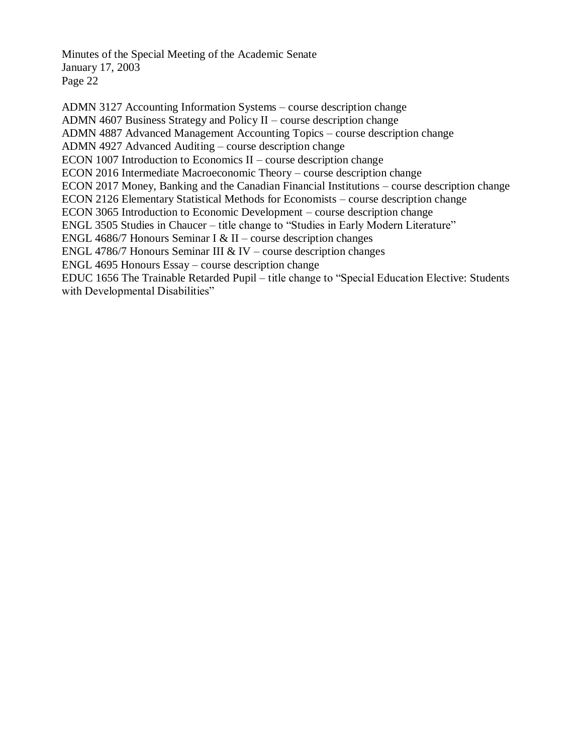ADMN 3127 Accounting Information Systems – course description change
ADMN 4607 Business Strategy and Policy II – course description change
ADMN 4887 Advanced Management Accounting Topics – course description change
ADMN 4927 Advanced Auditing – course description change
ECON 1007 Introduction to Economics II – course description change
ECON 2016 Intermediate Macroeconomic Theory – course description change
ECON 2017 Money, Banking and the Canadian Financial Institutions – course description change
ECON 2126 Elementary Statistical Methods for Economists – course description change
ECON 3065 Introduction to Economic Development – course description change
ENGL 3505 Studies in Chaucer – title change to "Studies in Early Modern Literature"
ENGL 4686/7 Honours Seminar I & II – course description changes
ENGL 4786/7 Honours Seminar III & IV – course description changes
ENGL 4695 Honours Essay – course description change
EDUC 1656 The Trainable Retarded Pupil – title change to "Special Education Elective: Students with Developmental Disabilities"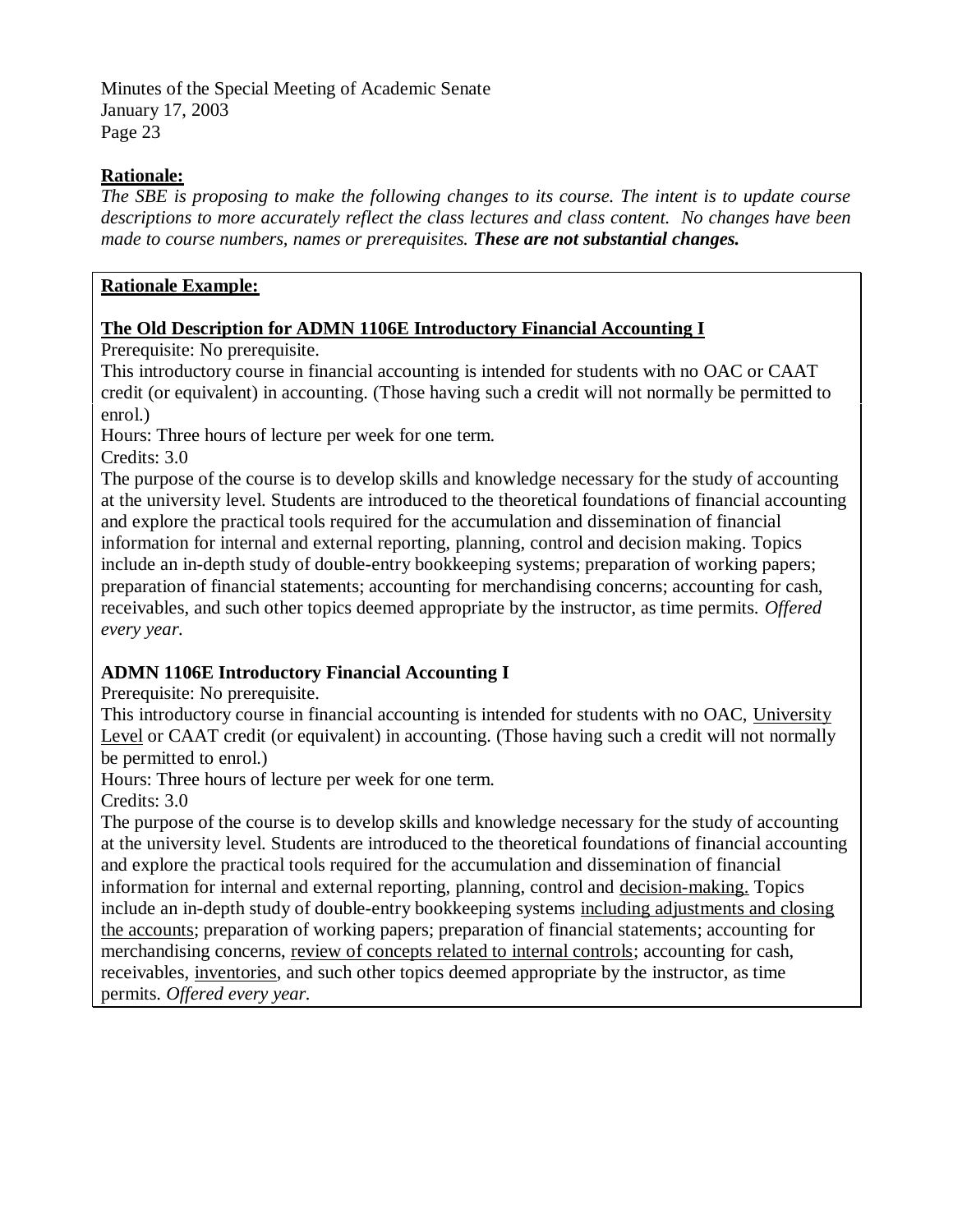**Rationale:**

*The SBE is proposing to make the following changes to its course. The intent is to update course descriptions to more accurately reflect the class lectures and class content. No changes have been made to course numbers, names or prerequisites.* ***These are not substantial changes.***

**Rationale Example:**

**The Old Description for ADMN 1106E Introductory Financial Accounting I**

Prerequisite: No prerequisite.

This introductory course in financial accounting is intended for students with no OAC or CAAT credit (or equivalent) in accounting. (Those having such a credit will not normally be permitted to enrol.)

Hours: Three hours of lecture per week for one term.

Credits: 3.0

The purpose of the course is to develop skills and knowledge necessary for the study of accounting at the university level. Students are introduced to the theoretical foundations of financial accounting and explore the practical tools required for the accumulation and dissemination of financial information for internal and external reporting, planning, control and decision making. Topics include an in-depth study of double-entry bookkeeping systems; preparation of working papers; preparation of financial statements; accounting for merchandising concerns; accounting for cash, receivables, and such other topics deemed appropriate by the instructor, as time permits. *Offered every year.*

**ADMN 1106E Introductory Financial Accounting I**

Prerequisite: No prerequisite.

This introductory course in financial accounting is intended for students with no OAC, <u>University Level</u> or CAAT credit (or equivalent) in accounting. (Those having such a credit will not normally be permitted to enrol.)

Hours: Three hours of lecture per week for one term.

Credits: 3.0

The purpose of the course is to develop skills and knowledge necessary for the study of accounting at the university level. Students are introduced to the theoretical foundations of financial accounting and explore the practical tools required for the accumulation and dissemination of financial information for internal and external reporting, planning, control and <u>decision-making.</u> Topics include an in-depth study of double-entry bookkeeping systems <u>including adjustments and closing the accounts</u>; preparation of working papers; preparation of financial statements; accounting for merchandising concerns, <u>review of concepts related to internal controls</u>; accounting for cash, receivables, <u>inventories</u>, and such other topics deemed appropriate by the instructor, as time permits. *Offered every year.*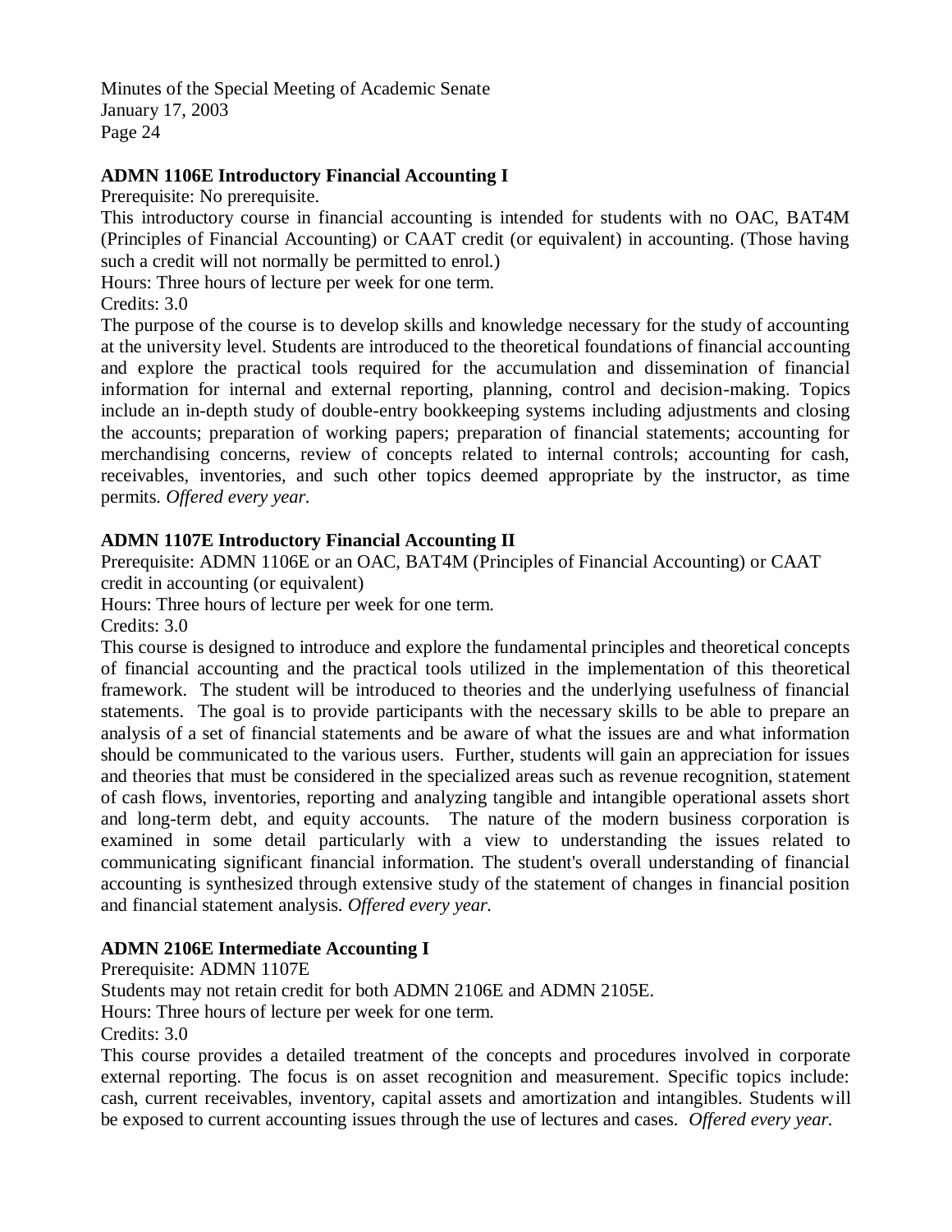**ADMN 1106E Introductory Financial Accounting I**

Prerequisite: No prerequisite.

This introductory course in financial accounting is intended for students with no OAC, BAT4M (Principles of Financial Accounting) or CAAT credit (or equivalent) in accounting. (Those having such a credit will not normally be permitted to enrol.)

Hours: Three hours of lecture per week for one term.

Credits: 3.0

The purpose of the course is to develop skills and knowledge necessary for the study of accounting at the university level. Students are introduced to the theoretical foundations of financial accounting and explore the practical tools required for the accumulation and dissemination of financial information for internal and external reporting, planning, control and decision-making. Topics include an in-depth study of double-entry bookkeeping systems including adjustments and closing the accounts; preparation of working papers; preparation of financial statements; accounting for merchandising concerns, review of concepts related to internal controls; accounting for cash, receivables, inventories, and such other topics deemed appropriate by the instructor, as time permits. *Offered every year.*

**ADMN 1107E Introductory Financial Accounting II**

Prerequisite: ADMN 1106E or an OAC, BAT4M (Principles of Financial Accounting) or CAAT credit in accounting (or equivalent)

Hours: Three hours of lecture per week for one term.

Credits: 3.0

This course is designed to introduce and explore the fundamental principles and theoretical concepts of financial accounting and the practical tools utilized in the implementation of this theoretical framework. The student will be introduced to theories and the underlying usefulness of financial statements. The goal is to provide participants with the necessary skills to be able to prepare an analysis of a set of financial statements and be aware of what the issues are and what information should be communicated to the various users. Further, students will gain an appreciation for issues and theories that must be considered in the specialized areas such as revenue recognition, statement of cash flows, inventories, reporting and analyzing tangible and intangible operational assets short and long-term debt, and equity accounts. The nature of the modern business corporation is examined in some detail particularly with a view to understanding the issues related to communicating significant financial information. The student's overall understanding of financial accounting is synthesized through extensive study of the statement of changes in financial position and financial statement analysis. *Offered every year.*

**ADMN 2106E Intermediate Accounting I**

Prerequisite: ADMN 1107E

Students may not retain credit for both ADMN 2106E and ADMN 2105E.

Hours: Three hours of lecture per week for one term.

Credits: 3.0

This course provides a detailed treatment of the concepts and procedures involved in corporate external reporting. The focus is on asset recognition and measurement. Specific topics include: cash, current receivables, inventory, capital assets and amortization and intangibles. Students will be exposed to current accounting issues through the use of lectures and cases. *Offered every year.*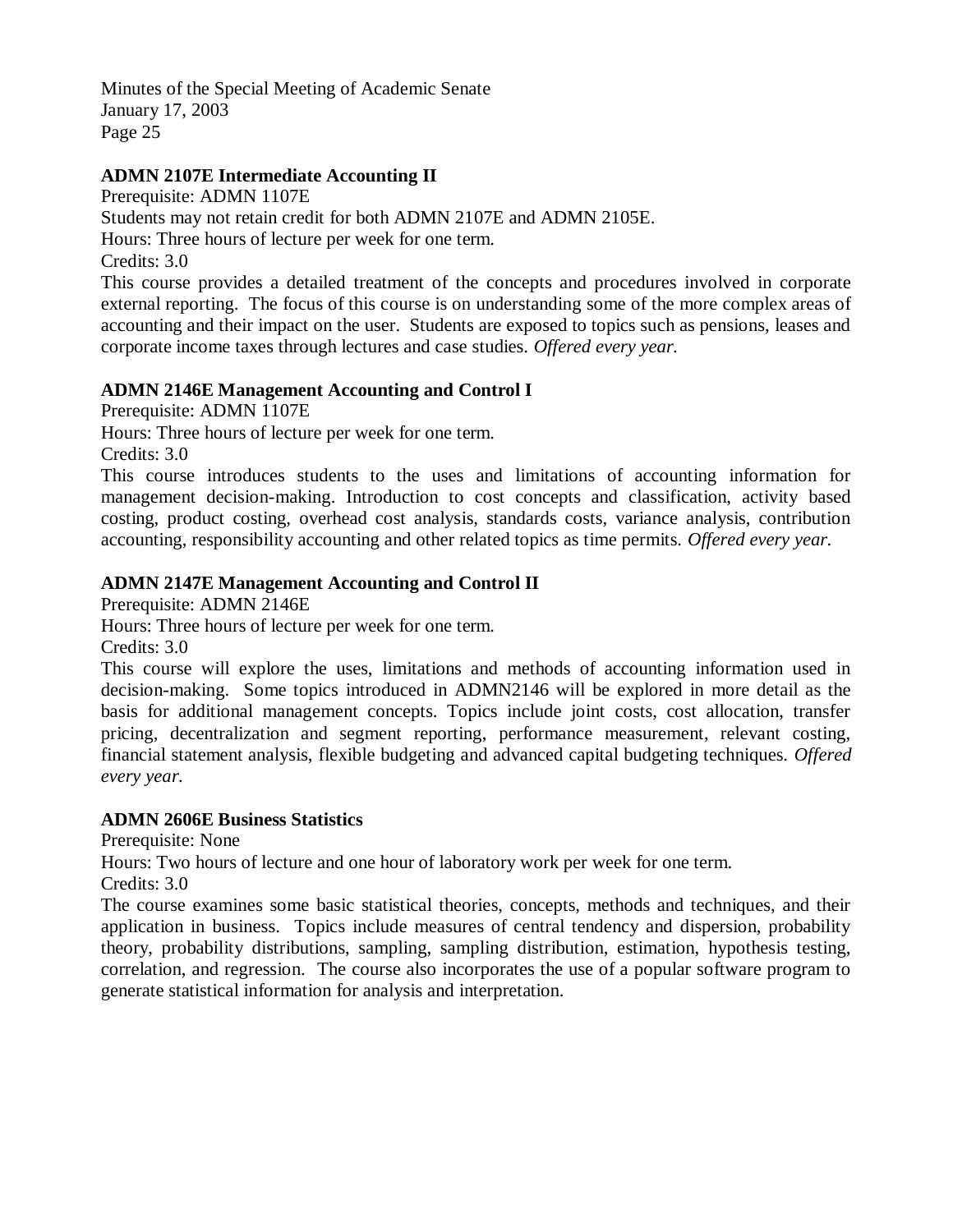**ADMN 2107E Intermediate Accounting II**

Prerequisite: ADMN 1107E

Students may not retain credit for both ADMN 2107E and ADMN 2105E.

Hours: Three hours of lecture per week for one term.

Credits: 3.0

This course provides a detailed treatment of the concepts and procedures involved in corporate external reporting. The focus of this course is on understanding some of the more complex areas of accounting and their impact on the user. Students are exposed to topics such as pensions, leases and corporate income taxes through lectures and case studies. *Offered every year.*

**ADMN 2146E Management Accounting and Control I**

Prerequisite: ADMN 1107E

Hours: Three hours of lecture per week for one term.

Credits: 3.0

This course introduces students to the uses and limitations of accounting information for management decision-making. Introduction to cost concepts and classification, activity based costing, product costing, overhead cost analysis, standards costs, variance analysis, contribution accounting, responsibility accounting and other related topics as time permits. *Offered every year.*

**ADMN 2147E Management Accounting and Control II**

Prerequisite: ADMN 2146E

Hours: Three hours of lecture per week for one term.

Credits: 3.0

This course will explore the uses, limitations and methods of accounting information used in decision-making. Some topics introduced in ADMN2146 will be explored in more detail as the basis for additional management concepts. Topics include joint costs, cost allocation, transfer pricing, decentralization and segment reporting, performance measurement, relevant costing, financial statement analysis, flexible budgeting and advanced capital budgeting techniques. *Offered every year.*

**ADMN 2606E Business Statistics**

Prerequisite: None

Hours: Two hours of lecture and one hour of laboratory work per week for one term.

Credits: 3.0

The course examines some basic statistical theories, concepts, methods and techniques, and their application in business. Topics include measures of central tendency and dispersion, probability theory, probability distributions, sampling, sampling distribution, estimation, hypothesis testing, correlation, and regression. The course also incorporates the use of a popular software program to generate statistical information for analysis and interpretation.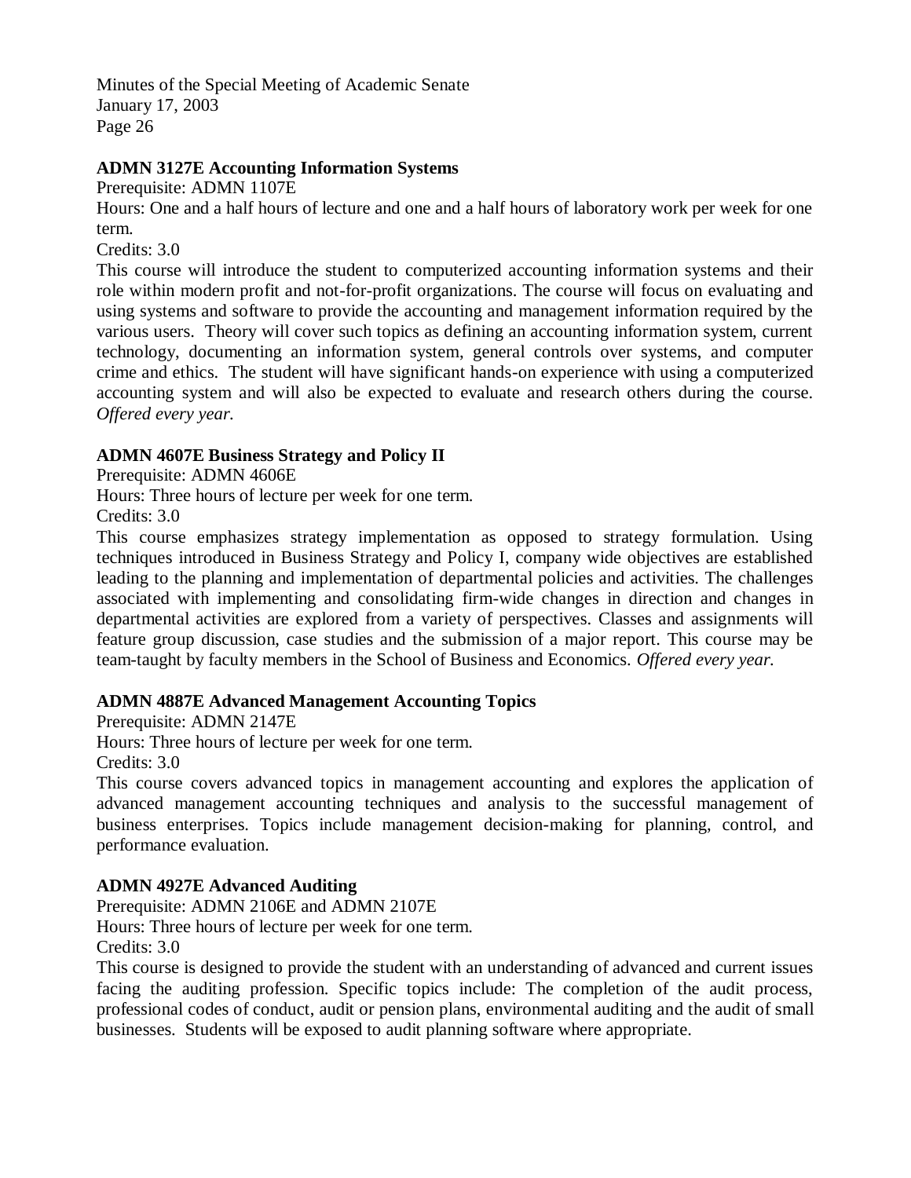**ADMN 3127E Accounting Information Systems**

Prerequisite: ADMN 1107E

Hours: One and a half hours of lecture and one and a half hours of laboratory work per week for one term.

Credits: 3.0

This course will introduce the student to computerized accounting information systems and their role within modern profit and not-for-profit organizations. The course will focus on evaluating and using systems and software to provide the accounting and management information required by the various users. Theory will cover such topics as defining an accounting information system, current technology, documenting an information system, general controls over systems, and computer crime and ethics. The student will have significant hands-on experience with using a computerized accounting system and will also be expected to evaluate and research others during the course. *Offered every year.*

**ADMN 4607E Business Strategy and Policy II**

Prerequisite: ADMN 4606E

Hours: Three hours of lecture per week for one term.

Credits: 3.0

This course emphasizes strategy implementation as opposed to strategy formulation. Using techniques introduced in Business Strategy and Policy I, company wide objectives are established leading to the planning and implementation of departmental policies and activities. The challenges associated with implementing and consolidating firm-wide changes in direction and changes in departmental activities are explored from a variety of perspectives. Classes and assignments will feature group discussion, case studies and the submission of a major report. This course may be team-taught by faculty members in the School of Business and Economics. *Offered every year.*

**ADMN 4887E Advanced Management Accounting Topics**

Prerequisite: ADMN 2147E

Hours: Three hours of lecture per week for one term.

Credits: 3.0

This course covers advanced topics in management accounting and explores the application of advanced management accounting techniques and analysis to the successful management of business enterprises. Topics include management decision-making for planning, control, and performance evaluation.

**ADMN 4927E Advanced Auditing**

Prerequisite: ADMN 2106E and ADMN 2107E

Hours: Three hours of lecture per week for one term.

Credits: 3.0

This course is designed to provide the student with an understanding of advanced and current issues facing the auditing profession. Specific topics include: The completion of the audit process, professional codes of conduct, audit or pension plans, environmental auditing and the audit of small businesses. Students will be exposed to audit planning software where appropriate.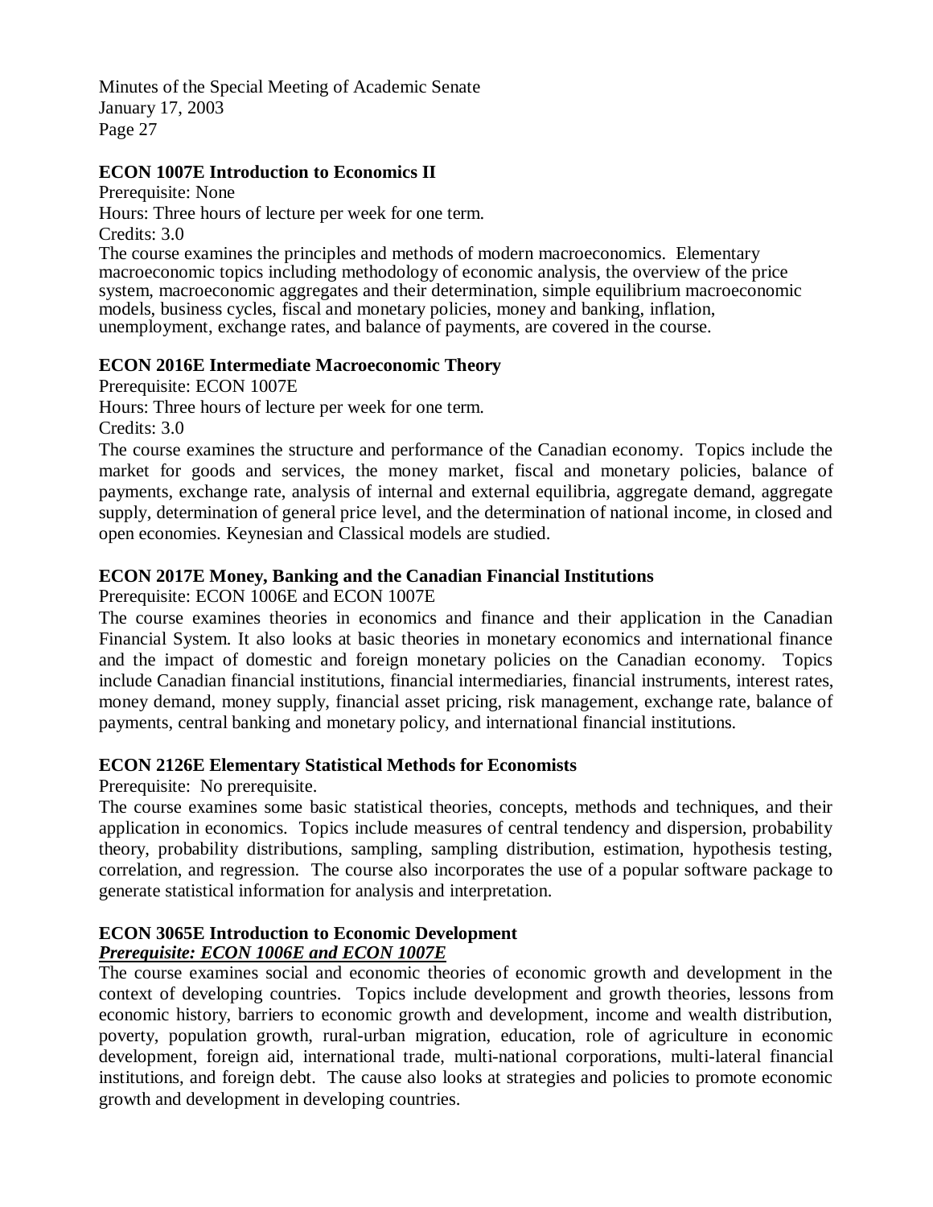**ECON 1007E Introduction to Economics II**

Prerequisite: None

Hours: Three hours of lecture per week for one term.

Credits: 3.0

The course examines the principles and methods of modern macroeconomics. Elementary macroeconomic topics including methodology of economic analysis, the overview of the price system, macroeconomic aggregates and their determination, simple equilibrium macroeconomic models, business cycles, fiscal and monetary policies, money and banking, inflation, unemployment, exchange rates, and balance of payments, are covered in the course.

**ECON 2016E Intermediate Macroeconomic Theory**

Prerequisite: ECON 1007E

Hours: Three hours of lecture per week for one term.

Credits: 3.0

The course examines the structure and performance of the Canadian economy. Topics include the market for goods and services, the money market, fiscal and monetary policies, balance of payments, exchange rate, analysis of internal and external equilibria, aggregate demand, aggregate supply, determination of general price level, and the determination of national income, in closed and open economies. Keynesian and Classical models are studied.

**ECON 2017E Money, Banking and the Canadian Financial Institutions**

Prerequisite: ECON 1006E and ECON 1007E

The course examines theories in economics and finance and their application in the Canadian Financial System. It also looks at basic theories in monetary economics and international finance and the impact of domestic and foreign monetary policies on the Canadian economy. Topics include Canadian financial institutions, financial intermediaries, financial instruments, interest rates, money demand, money supply, financial asset pricing, risk management, exchange rate, balance of payments, central banking and monetary policy, and international financial institutions.

**ECON 2126E Elementary Statistical Methods for Economists**

Prerequisite: No prerequisite.

The course examines some basic statistical theories, concepts, methods and techniques, and their application in economics. Topics include measures of central tendency and dispersion, probability theory, probability distributions, sampling, sampling distribution, estimation, hypothesis testing, correlation, and regression. The course also incorporates the use of a popular software package to generate statistical information for analysis and interpretation.

**ECON 3065E Introduction to Economic Development**

***Prerequisite: ECON 1006E and ECON 1007E***

The course examines social and economic theories of economic growth and development in the context of developing countries. Topics include development and growth theories, lessons from economic history, barriers to economic growth and development, income and wealth distribution, poverty, population growth, rural-urban migration, education, role of agriculture in economic development, foreign aid, international trade, multi-national corporations, multi-lateral financial institutions, and foreign debt. The cause also looks at strategies and policies to promote economic growth and development in developing countries.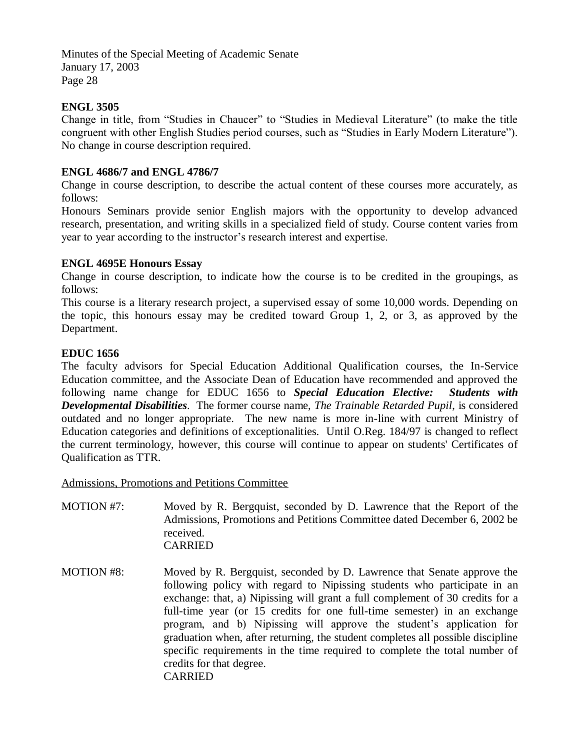**ENGL 3505**

Change in title, from "Studies in Chaucer" to "Studies in Medieval Literature" (to make the title congruent with other English Studies period courses, such as "Studies in Early Modern Literature"). No change in course description required.

**ENGL 4686/7 and ENGL 4786/7**

Change in course description, to describe the actual content of these courses more accurately, as follows:

Honours Seminars provide senior English majors with the opportunity to develop advanced research, presentation, and writing skills in a specialized field of study. Course content varies from year to year according to the instructor's research interest and expertise.

**ENGL 4695E Honours Essay**

Change in course description, to indicate how the course is to be credited in the groupings, as follows:

This course is a literary research project, a supervised essay of some 10,000 words. Depending on the topic, this honours essay may be credited toward Group 1, 2, or 3, as approved by the Department.

**EDUC 1656**

The faculty advisors for Special Education Additional Qualification courses, the In-Service Education committee, and the Associate Dean of Education have recommended and approved the following name change for EDUC 1656 to ***Special Education Elective: Students with Developmental Disabilities***. The former course name, *The Trainable Retarded Pupil*, is considered outdated and no longer appropriate. The new name is more in-line with current Ministry of Education categories and definitions of exceptionalities. Until O.Reg. 184/97 is changed to reflect the current terminology, however, this course will continue to appear on students' Certificates of Qualification as TTR.

<u>Admissions, Promotions and Petitions Committee</u>

MOTION #7: Moved by R. Bergquist, seconded by D. Lawrence that the Report of the Admissions, Promotions and Petitions Committee dated December 6, 2002 be received.
CARRIED

MOTION #8: Moved by R. Bergquist, seconded by D. Lawrence that Senate approve the following policy with regard to Nipissing students who participate in an exchange: that, a) Nipissing will grant a full complement of 30 credits for a full-time year (or 15 credits for one full-time semester) in an exchange program, and b) Nipissing will approve the student's application for graduation when, after returning, the student completes all possible discipline specific requirements in the time required to complete the total number of credits for that degree.
CARRIED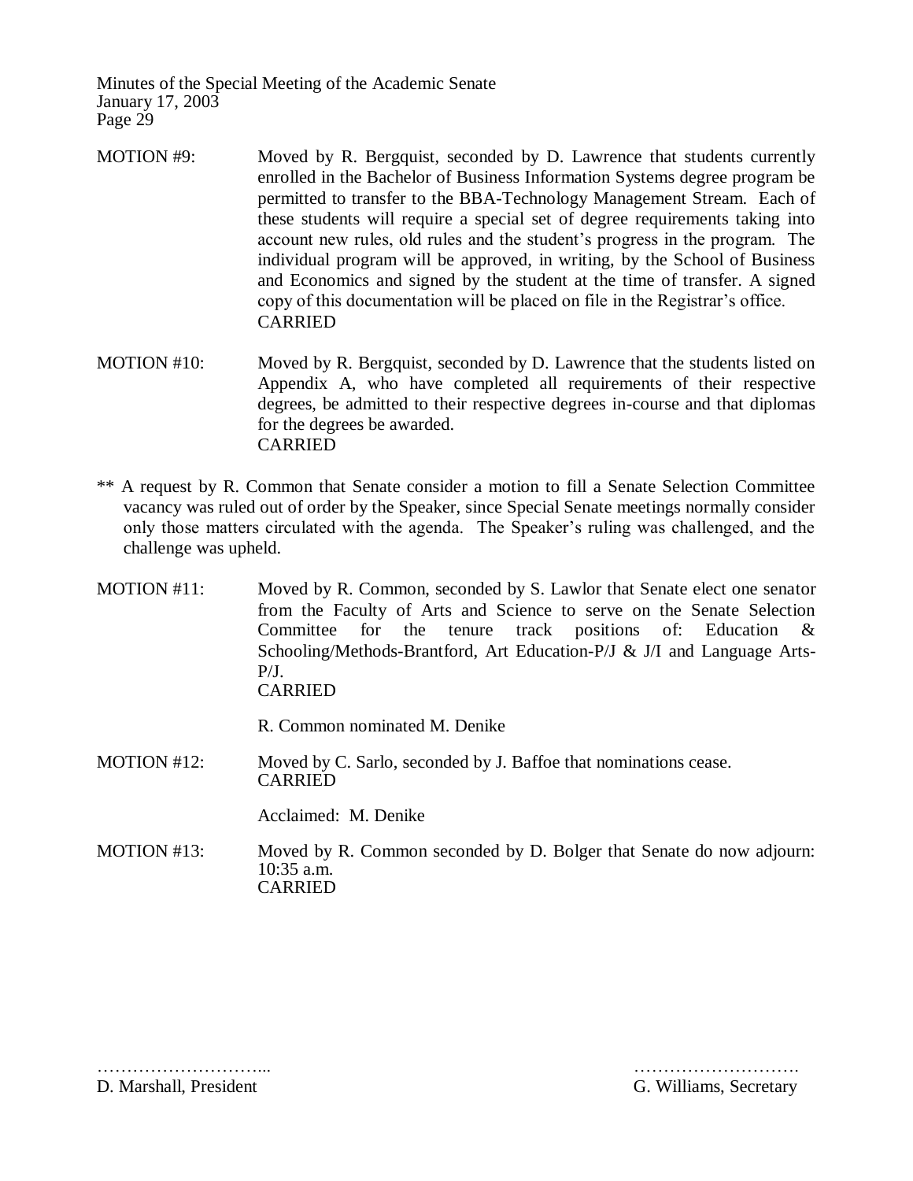MOTION #9: Moved by R. Bergquist, seconded by D. Lawrence that students currently enrolled in the Bachelor of Business Information Systems degree program be permitted to transfer to the BBA-Technology Management Stream. Each of these students will require a special set of degree requirements taking into account new rules, old rules and the student's progress in the program. The individual program will be approved, in writing, by the School of Business and Economics and signed by the student at the time of transfer. A signed copy of this documentation will be placed on file in the Registrar's office.
CARRIED

MOTION #10: Moved by R. Bergquist, seconded by D. Lawrence that the students listed on Appendix A, who have completed all requirements of their respective degrees, be admitted to their respective degrees in-course and that diplomas for the degrees be awarded.
CARRIED

** A request by R. Common that Senate consider a motion to fill a Senate Selection Committee vacancy was ruled out of order by the Speaker, since Special Senate meetings normally consider only those matters circulated with the agenda. The Speaker's ruling was challenged, and the challenge was upheld.

MOTION #11: Moved by R. Common, seconded by S. Lawlor that Senate elect one senator from the Faculty of Arts and Science to serve on the Senate Selection Committee for the tenure track positions of: Education & Schooling/Methods-Brantford, Art Education-P/J & J/I and Language Arts-P/J.
CARRIED

R. Common nominated M. Denike

MOTION #12: Moved by C. Sarlo, seconded by J. Baffoe that nominations cease.
CARRIED

Acclaimed: M. Denike

MOTION #13: Moved by R. Common seconded by D. Bolger that Senate do now adjourn: 10:35 a.m.
CARRIED

………………………...
D. Marshall, President

……………………….
G. Williams, Secretary